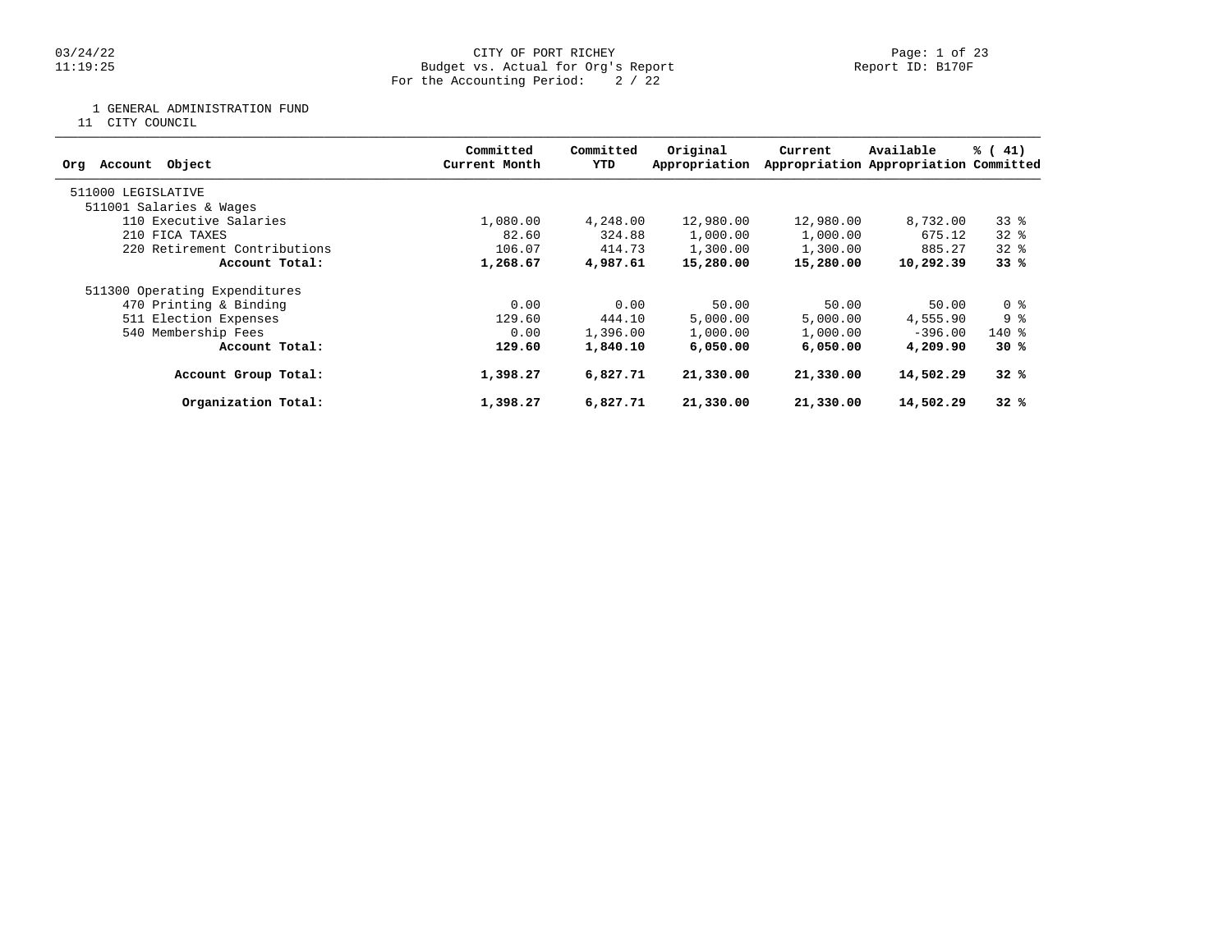03/24/22
11:19:25

CITY OF PORT RICHEY
Budget vs. Actual for Org's Report
For the Accounting Period: 2 / 22

Report ID: B170F

1 GENERAL ADMINISTRATION FUND
11 CITY COUNCIL

| Org Account Object | Committed Current Month | Committed YTD | Original Appropriation | Current Appropriation | Available Appropriation | % ( 41) Committed |
|---|---|---|---|---|---|---|
| 511000 LEGISLATIVE | | | | | | |
| 511001 Salaries & Wages | | | | | | |
| 110 Executive Salaries | 1,080.00 | 4,248.00 | 12,980.00 | 12,980.00 | 8,732.00 | 33 % |
| 210 FICA TAXES | 82.60 | 324.88 | 1,000.00 | 1,000.00 | 675.12 | 32 % |
| 220 Retirement Contributions | 106.07 | 414.73 | 1,300.00 | 1,300.00 | 885.27 | 32 % |
| **Account Total:** | **1,268.67** | **4,987.61** | **15,280.00** | **15,280.00** | **10,292.39** | **33 %** |
| 511300 Operating Expenditures | | | | | | |
| 470 Printing & Binding | 0.00 | 0.00 | 50.00 | 50.00 | 50.00 | 0 % |
| 511 Election Expenses | 129.60 | 444.10 | 5,000.00 | 5,000.00 | 4,555.90 | 9 % |
| 540 Membership Fees | 0.00 | 1,396.00 | 1,000.00 | 1,000.00 | -396.00 | 140 % |
| **Account Total:** | **129.60** | **1,840.10** | **6,050.00** | **6,050.00** | **4,209.90** | **30 %** |
| **Account Group Total:** | **1,398.27** | **6,827.71** | **21,330.00** | **21,330.00** | **14,502.29** | **32 %** |
| **Organization Total:** | **1,398.27** | **6,827.71** | **21,330.00** | **21,330.00** | **14,502.29** | **32 %** |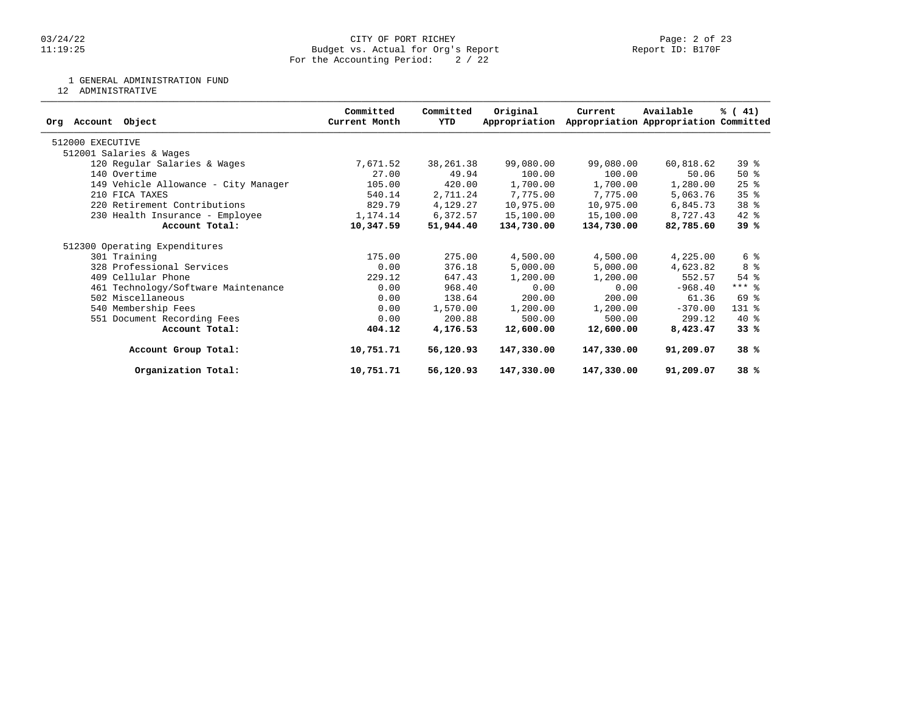CITY OF PORT RICHEY
Budget vs. Actual for Org's Report
For the Accounting Period: 2 / 22

1 GENERAL ADMINISTRATION FUND
12 ADMINISTRATIVE

| Org Account Object | Committed Current Month | Committed YTD | Original Appropriation | Current Appropriation | Available Appropriation | % ( 41) Committed |
|---|---|---|---|---|---|---|
| 512000 EXECUTIVE | | | | | | |
| 512001 Salaries & Wages | | | | | | |
| 120 Regular Salaries & Wages | 7,671.52 | 38,261.38 | 99,080.00 | 99,080.00 | 60,818.62 | 39 % |
| 140 Overtime | 27.00 | 49.94 | 100.00 | 100.00 | 50.06 | 50 % |
| 149 Vehicle Allowance - City Manager | 105.00 | 420.00 | 1,700.00 | 1,700.00 | 1,280.00 | 25 % |
| 210 FICA TAXES | 540.14 | 2,711.24 | 7,775.00 | 7,775.00 | 5,063.76 | 35 % |
| 220 Retirement Contributions | 829.79 | 4,129.27 | 10,975.00 | 10,975.00 | 6,845.73 | 38 % |
| 230 Health Insurance - Employee | 1,174.14 | 6,372.57 | 15,100.00 | 15,100.00 | 8,727.43 | 42 % |
| **Account Total:** | **10,347.59** | **51,944.40** | **134,730.00** | **134,730.00** | **82,785.60** | **39 %** |
| 512300 Operating Expenditures | | | | | | |
| 301 Training | 175.00 | 275.00 | 4,500.00 | 4,500.00 | 4,225.00 | 6 % |
| 328 Professional Services | 0.00 | 376.18 | 5,000.00 | 5,000.00 | 4,623.82 | 8 % |
| 409 Cellular Phone | 229.12 | 647.43 | 1,200.00 | 1,200.00 | 552.57 | 54 % |
| 461 Technology/Software Maintenance | 0.00 | 968.40 | 0.00 | 0.00 | -968.40 | *** % |
| 502 Miscellaneous | 0.00 | 138.64 | 200.00 | 200.00 | 61.36 | 69 % |
| 540 Membership Fees | 0.00 | 1,570.00 | 1,200.00 | 1,200.00 | -370.00 | 131 % |
| 551 Document Recording Fees | 0.00 | 200.88 | 500.00 | 500.00 | 299.12 | 40 % |
| **Account Total:** | **404.12** | **4,176.53** | **12,600.00** | **12,600.00** | **8,423.47** | **33 %** |
| **Account Group Total:** | **10,751.71** | **56,120.93** | **147,330.00** | **147,330.00** | **91,209.07** | **38 %** |
| **Organization Total:** | **10,751.71** | **56,120.93** | **147,330.00** | **147,330.00** | **91,209.07** | **38 %** |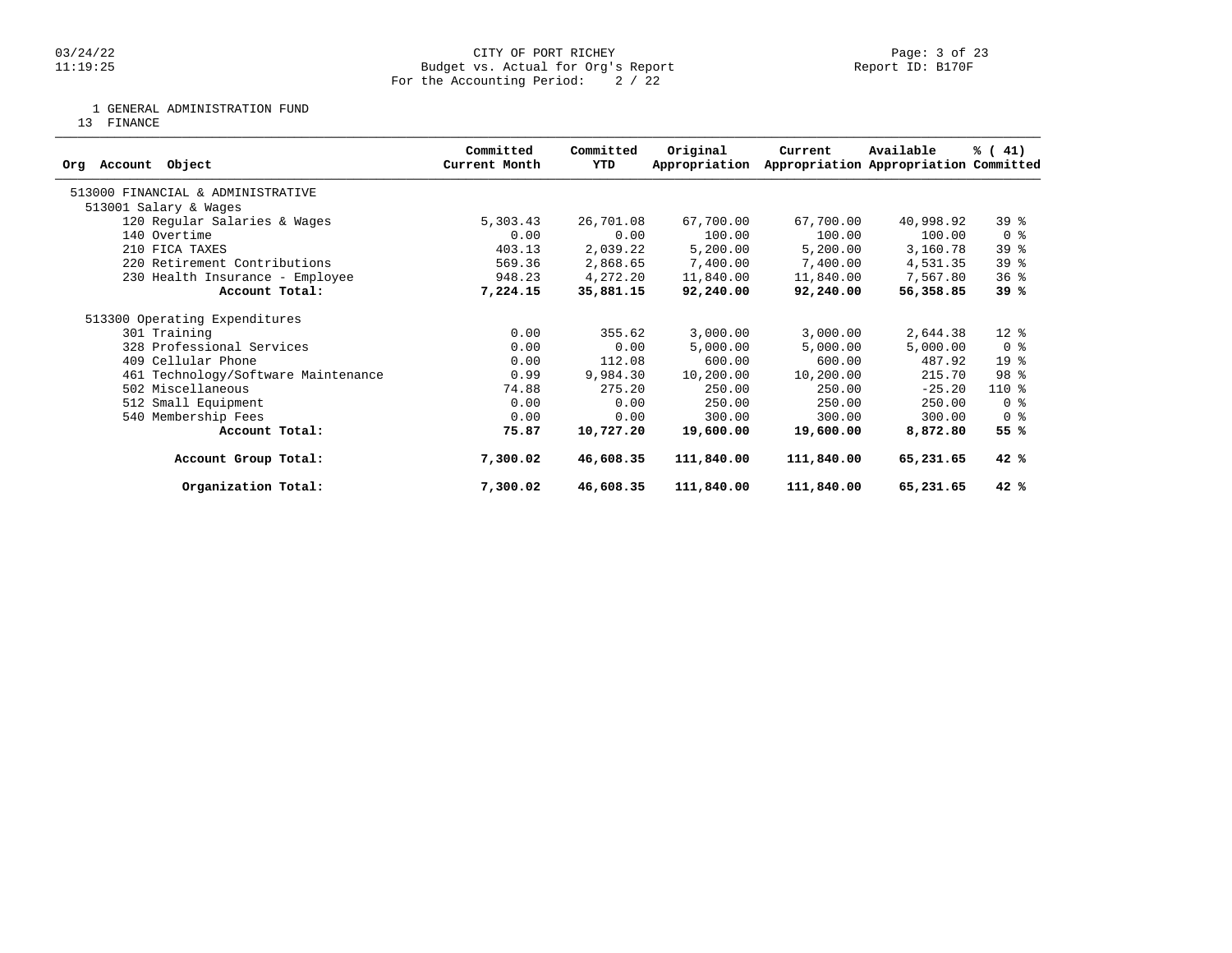CITY OF PORT RICHEY
Budget vs. Actual for Org's Report
For the Accounting Period: 2 / 22

Report ID: B170F

1 GENERAL ADMINISTRATION FUND
13 FINANCE

| Org Account Object | Committed Current Month | Committed YTD | Original Appropriation | Current Appropriation | Available Appropriation | % ( 41) Committed |
|---|---|---|---|---|---|---|
| 513000 FINANCIAL & ADMINISTRATIVE | | | | | | |
| 513001 Salary & Wages | | | | | | |
| 120 Regular Salaries & Wages | 5,303.43 | 26,701.08 | 67,700.00 | 67,700.00 | 40,998.92 | 39 % |
| 140 Overtime | 0.00 | 0.00 | 100.00 | 100.00 | 100.00 | 0 % |
| 210 FICA TAXES | 403.13 | 2,039.22 | 5,200.00 | 5,200.00 | 3,160.78 | 39 % |
| 220 Retirement Contributions | 569.36 | 2,868.65 | 7,400.00 | 7,400.00 | 4,531.35 | 39 % |
| 230 Health Insurance - Employee | 948.23 | 4,272.20 | 11,840.00 | 11,840.00 | 7,567.80 | 36 % |
| **Account Total:** | **7,224.15** | **35,881.15** | **92,240.00** | **92,240.00** | **56,358.85** | **39 %** |
| 513300 Operating Expenditures | | | | | | |
| 301 Training | 0.00 | 355.62 | 3,000.00 | 3,000.00 | 2,644.38 | 12 % |
| 328 Professional Services | 0.00 | 0.00 | 5,000.00 | 5,000.00 | 5,000.00 | 0 % |
| 409 Cellular Phone | 0.00 | 112.08 | 600.00 | 600.00 | 487.92 | 19 % |
| 461 Technology/Software Maintenance | 0.99 | 9,984.30 | 10,200.00 | 10,200.00 | 215.70 | 98 % |
| 502 Miscellaneous | 74.88 | 275.20 | 250.00 | 250.00 | -25.20 | 110 % |
| 512 Small Equipment | 0.00 | 0.00 | 250.00 | 250.00 | 250.00 | 0 % |
| 540 Membership Fees | 0.00 | 0.00 | 300.00 | 300.00 | 300.00 | 0 % |
| **Account Total:** | **75.87** | **10,727.20** | **19,600.00** | **19,600.00** | **8,872.80** | **55 %** |
| **Account Group Total:** | **7,300.02** | **46,608.35** | **111,840.00** | **111,840.00** | **65,231.65** | **42 %** |
| **Organization Total:** | **7,300.02** | **46,608.35** | **111,840.00** | **111,840.00** | **65,231.65** | **42 %** |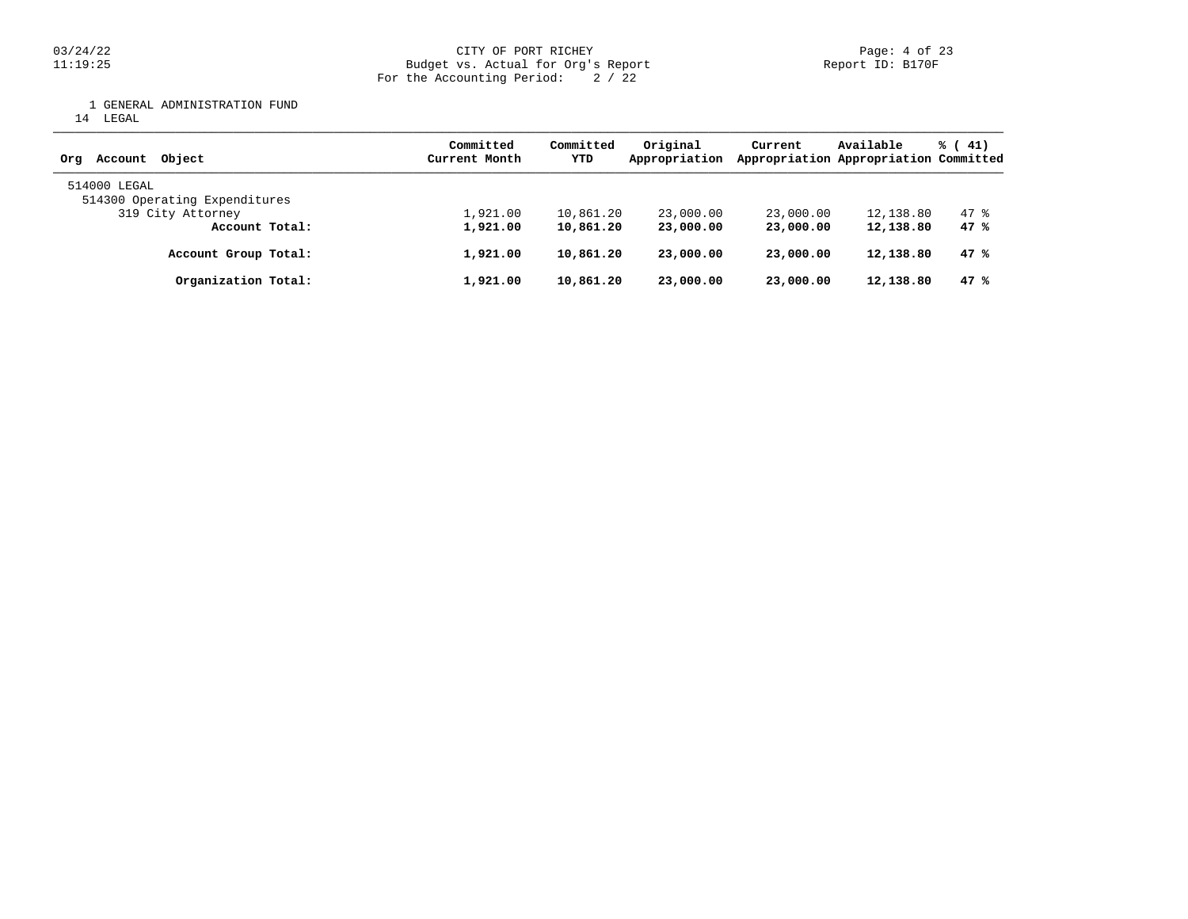CITY OF PORT RICHEY
Budget vs. Actual for Org's Report
For the Accounting Period: 2 / 22

1 GENERAL ADMINISTRATION FUND
14 LEGAL

| Org Account Object | Committed Current Month | Committed YTD | Original Appropriation | Current Appropriation | Available Appropriation | % ( 41) Committed |
|---|---|---|---|---|---|---|
| 514000 LEGAL | | | | | | |
| 514300 Operating Expenditures | | | | | | |
| 319 City Attorney | 1,921.00 | 10,861.20 | 23,000.00 | 23,000.00 | 12,138.80 | 47 % |
| **Account Total:** | **1,921.00** | **10,861.20** | **23,000.00** | **23,000.00** | **12,138.80** | **47 %** |
| **Account Group Total:** | **1,921.00** | **10,861.20** | **23,000.00** | **23,000.00** | **12,138.80** | **47 %** |
| **Organization Total:** | **1,921.00** | **10,861.20** | **23,000.00** | **23,000.00** | **12,138.80** | **47 %** |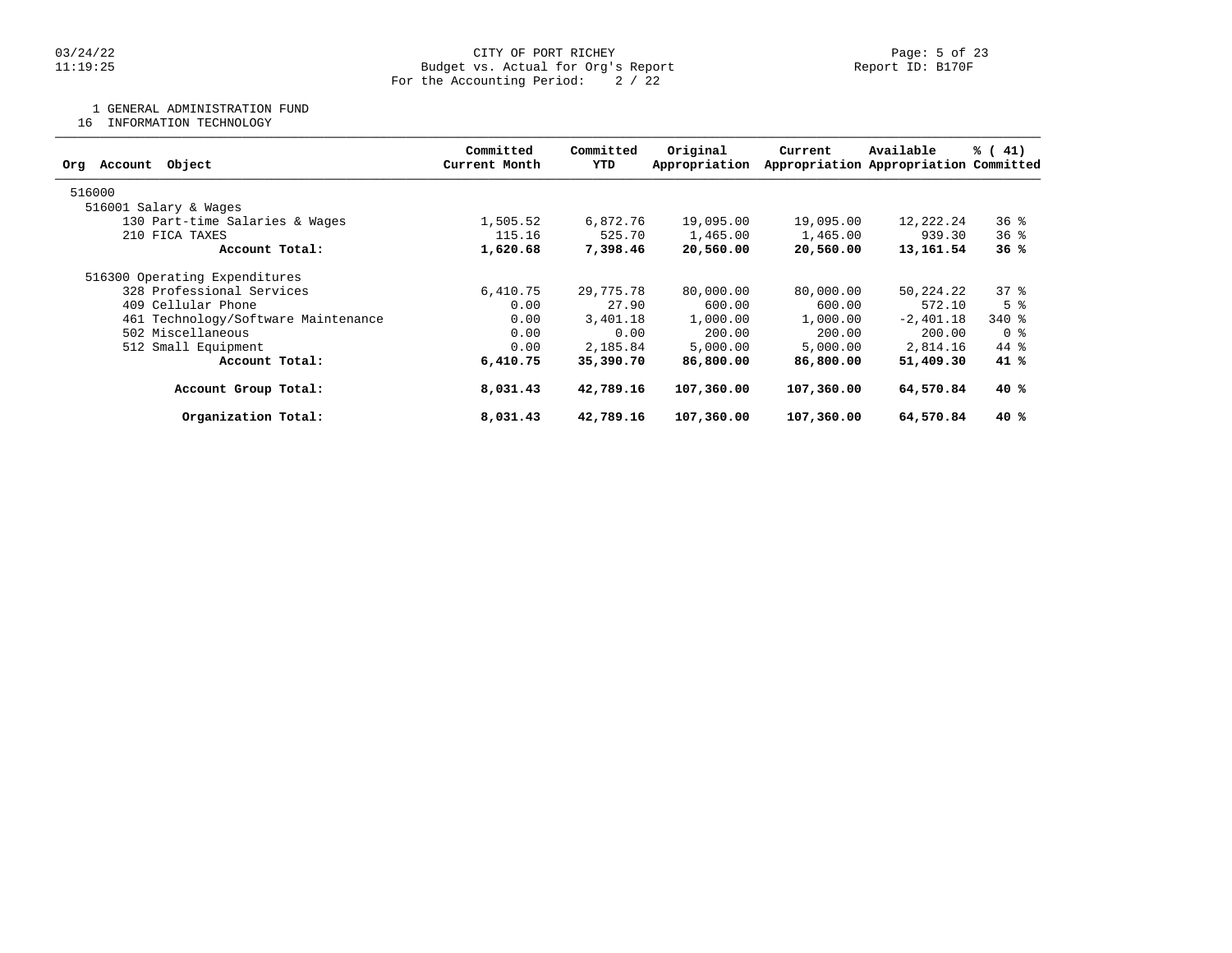CITY OF PORT RICHEY
Budget vs. Actual for Org's Report
For the Accounting Period: 2 / 22

Report ID: B170F

1 GENERAL ADMINISTRATION FUND
16 INFORMATION TECHNOLOGY

| Org Account Object | Committed Current Month | Committed YTD | Original Appropriation | Current Appropriation | Available Appropriation | % ( 41) Committed |
|---|---|---|---|---|---|---|
| 516000 | | | | | | |
| 516001 Salary & Wages | | | | | | |
| 130 Part-time Salaries & Wages | 1,505.52 | 6,872.76 | 19,095.00 | 19,095.00 | 12,222.24 | 36 % |
| 210 FICA TAXES | 115.16 | 525.70 | 1,465.00 | 1,465.00 | 939.30 | 36 % |
| **Account Total:** | **1,620.68** | **7,398.46** | **20,560.00** | **20,560.00** | **13,161.54** | **36 %** |
| 516300 Operating Expenditures | | | | | | |
| 328 Professional Services | 6,410.75 | 29,775.78 | 80,000.00 | 80,000.00 | 50,224.22 | 37 % |
| 409 Cellular Phone | 0.00 | 27.90 | 600.00 | 600.00 | 572.10 | 5 % |
| 461 Technology/Software Maintenance | 0.00 | 3,401.18 | 1,000.00 | 1,000.00 | -2,401.18 | 340 % |
| 502 Miscellaneous | 0.00 | 0.00 | 200.00 | 200.00 | 200.00 | 0 % |
| 512 Small Equipment | 0.00 | 2,185.84 | 5,000.00 | 5,000.00 | 2,814.16 | 44 % |
| **Account Total:** | **6,410.75** | **35,390.70** | **86,800.00** | **86,800.00** | **51,409.30** | **41 %** |
| **Account Group Total:** | **8,031.43** | **42,789.16** | **107,360.00** | **107,360.00** | **64,570.84** | **40 %** |
| **Organization Total:** | **8,031.43** | **42,789.16** | **107,360.00** | **107,360.00** | **64,570.84** | **40 %** |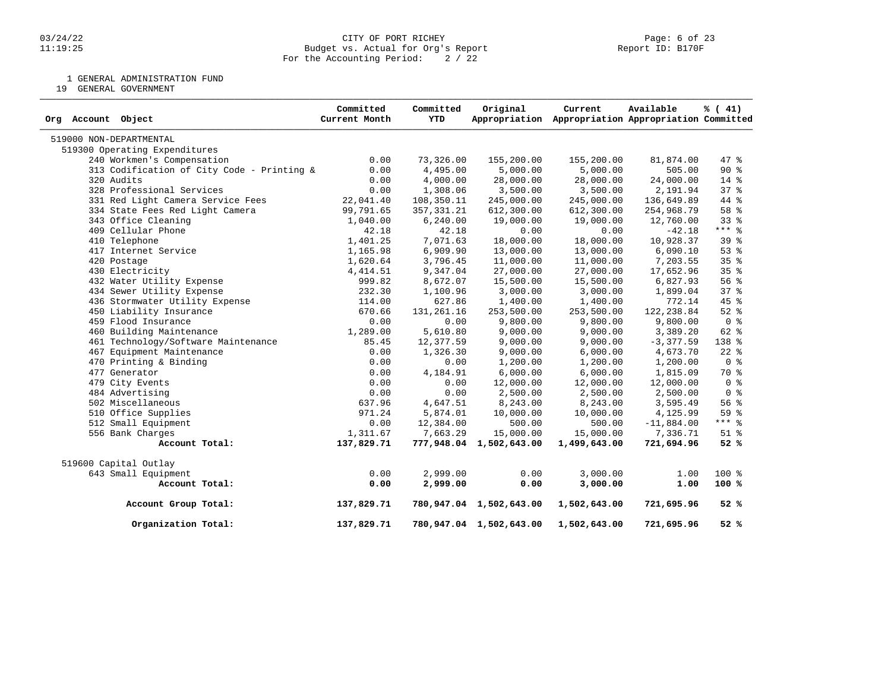CITY OF PORT RICHEY
Budget vs. Actual for Org's Report
For the Accounting Period: 2 / 22

1 GENERAL ADMINISTRATION FUND
19 GENERAL GOVERNMENT

| Org Account Object | Committed Current Month | Committed YTD | Original Appropriation | Current Appropriation | Available Appropriation | % ( 41) Committed |
|---|---|---|---|---|---|---|
| 519000 NON-DEPARTMENTAL | | | | | | |
| 519300 Operating Expenditures | | | | | | |
| 240 Workmen's Compensation | 0.00 | 73,326.00 | 155,200.00 | 155,200.00 | 81,874.00 | 47 % |
| 313 Codification of City Code - Printing & | 0.00 | 4,495.00 | 5,000.00 | 5,000.00 | 505.00 | 90 % |
| 320 Audits | 0.00 | 4,000.00 | 28,000.00 | 28,000.00 | 24,000.00 | 14 % |
| 328 Professional Services | 0.00 | 1,308.06 | 3,500.00 | 3,500.00 | 2,191.94 | 37 % |
| 331 Red Light Camera Service Fees | 22,041.40 | 108,350.11 | 245,000.00 | 245,000.00 | 136,649.89 | 44 % |
| 334 State Fees Red Light Camera | 99,791.65 | 357,331.21 | 612,300.00 | 612,300.00 | 254,968.79 | 58 % |
| 343 Office Cleaning | 1,040.00 | 6,240.00 | 19,000.00 | 19,000.00 | 12,760.00 | 33 % |
| 409 Cellular Phone | 42.18 | 42.18 | 0.00 | 0.00 | -42.18 | *** % |
| 410 Telephone | 1,401.25 | 7,071.63 | 18,000.00 | 18,000.00 | 10,928.37 | 39 % |
| 417 Internet Service | 1,165.98 | 6,909.90 | 13,000.00 | 13,000.00 | 6,090.10 | 53 % |
| 420 Postage | 1,620.64 | 3,796.45 | 11,000.00 | 11,000.00 | 7,203.55 | 35 % |
| 430 Electricity | 4,414.51 | 9,347.04 | 27,000.00 | 27,000.00 | 17,652.96 | 35 % |
| 432 Water Utility Expense | 999.82 | 8,672.07 | 15,500.00 | 15,500.00 | 6,827.93 | 56 % |
| 434 Sewer Utility Expense | 232.30 | 1,100.96 | 3,000.00 | 3,000.00 | 1,899.04 | 37 % |
| 436 Stormwater Utility Expense | 114.00 | 627.86 | 1,400.00 | 1,400.00 | 772.14 | 45 % |
| 450 Liability Insurance | 670.66 | 131,261.16 | 253,500.00 | 253,500.00 | 122,238.84 | 52 % |
| 459 Flood Insurance | 0.00 | 0.00 | 9,800.00 | 9,800.00 | 9,800.00 | 0 % |
| 460 Building Maintenance | 1,289.00 | 5,610.80 | 9,000.00 | 9,000.00 | 3,389.20 | 62 % |
| 461 Technology/Software Maintenance | 85.45 | 12,377.59 | 9,000.00 | 9,000.00 | -3,377.59 | 138 % |
| 467 Equipment Maintenance | 0.00 | 1,326.30 | 9,000.00 | 6,000.00 | 4,673.70 | 22 % |
| 470 Printing & Binding | 0.00 | 0.00 | 1,200.00 | 1,200.00 | 1,200.00 | 0 % |
| 477 Generator | 0.00 | 4,184.91 | 6,000.00 | 6,000.00 | 1,815.09 | 70 % |
| 479 City Events | 0.00 | 0.00 | 12,000.00 | 12,000.00 | 12,000.00 | 0 % |
| 484 Advertising | 0.00 | 0.00 | 2,500.00 | 2,500.00 | 2,500.00 | 0 % |
| 502 Miscellaneous | 637.96 | 4,647.51 | 8,243.00 | 8,243.00 | 3,595.49 | 56 % |
| 510 Office Supplies | 971.24 | 5,874.01 | 10,000.00 | 10,000.00 | 4,125.99 | 59 % |
| 512 Small Equipment | 0.00 | 12,384.00 | 500.00 | 500.00 | -11,884.00 | *** % |
| 556 Bank Charges | 1,311.67 | 7,663.29 | 15,000.00 | 15,000.00 | 7,336.71 | 51 % |
| **Account Total:** | **137,829.71** | **777,948.04** | **1,502,643.00** | **1,499,643.00** | **721,694.96** | **52 %** |
| 519600 Capital Outlay | | | | | | |
| 643 Small Equipment | 0.00 | 2,999.00 | 0.00 | 3,000.00 | 1.00 | 100 % |
| **Account Total:** | **0.00** | **2,999.00** | **0.00** | **3,000.00** | **1.00** | **100 %** |
| **Account Group Total:** | **137,829.71** | **780,947.04** | **1,502,643.00** | **1,502,643.00** | **721,695.96** | **52 %** |
| **Organization Total:** | **137,829.71** | **780,947.04** | **1,502,643.00** | **1,502,643.00** | **721,695.96** | **52 %** |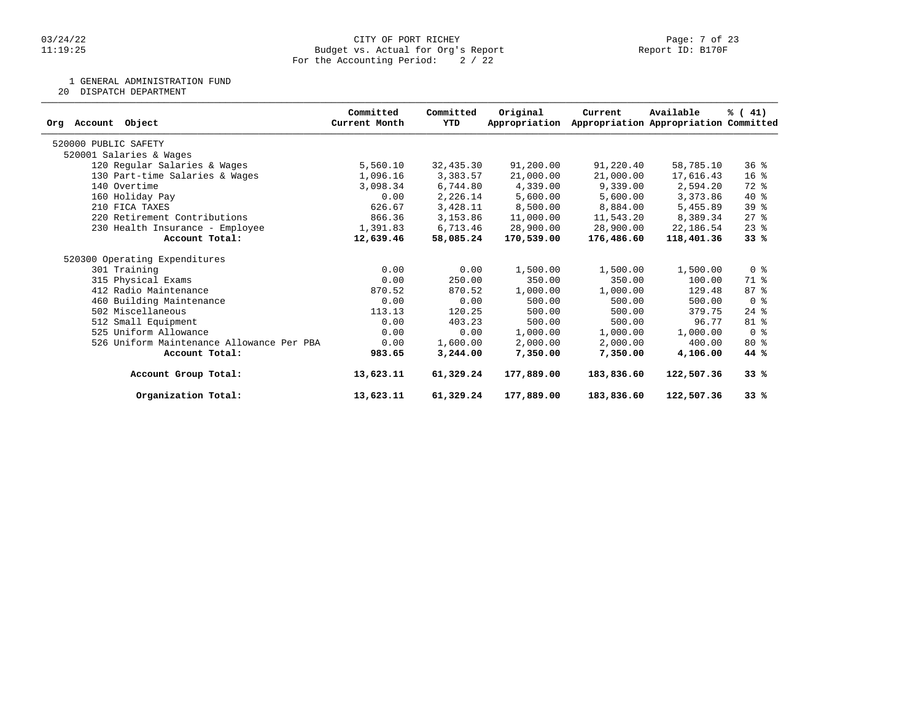CITY OF PORT RICHEY
Budget vs. Actual for Org's Report
For the Accounting Period: 2 / 22

1 GENERAL ADMINISTRATION FUND
20 DISPATCH DEPARTMENT

| Org Account Object | Committed Current Month | Committed YTD | Original Appropriation | Current Appropriation | Available Appropriation | % ( 41) Committed |
|---|---|---|---|---|---|---|
| 520000 PUBLIC SAFETY | | | | | | |
| 520001 Salaries & Wages | | | | | | |
| 120 Regular Salaries & Wages | 5,560.10 | 32,435.30 | 91,200.00 | 91,220.40 | 58,785.10 | 36 % |
| 130 Part-time Salaries & Wages | 1,096.16 | 3,383.57 | 21,000.00 | 21,000.00 | 17,616.43 | 16 % |
| 140 Overtime | 3,098.34 | 6,744.80 | 4,339.00 | 9,339.00 | 2,594.20 | 72 % |
| 160 Holiday Pay | 0.00 | 2,226.14 | 5,600.00 | 5,600.00 | 3,373.86 | 40 % |
| 210 FICA TAXES | 626.67 | 3,428.11 | 8,500.00 | 8,884.00 | 5,455.89 | 39 % |
| 220 Retirement Contributions | 866.36 | 3,153.86 | 11,000.00 | 11,543.20 | 8,389.34 | 27 % |
| 230 Health Insurance - Employee | 1,391.83 | 6,713.46 | 28,900.00 | 28,900.00 | 22,186.54 | 23 % |
| **Account Total:** | **12,639.46** | **58,085.24** | **170,539.00** | **176,486.60** | **118,401.36** | **33 %** |
| 520300 Operating Expenditures | | | | | | |
| 301 Training | 0.00 | 0.00 | 1,500.00 | 1,500.00 | 1,500.00 | 0 % |
| 315 Physical Exams | 0.00 | 250.00 | 350.00 | 350.00 | 100.00 | 71 % |
| 412 Radio Maintenance | 870.52 | 870.52 | 1,000.00 | 1,000.00 | 129.48 | 87 % |
| 460 Building Maintenance | 0.00 | 0.00 | 500.00 | 500.00 | 500.00 | 0 % |
| 502 Miscellaneous | 113.13 | 120.25 | 500.00 | 500.00 | 379.75 | 24 % |
| 512 Small Equipment | 0.00 | 403.23 | 500.00 | 500.00 | 96.77 | 81 % |
| 525 Uniform Allowance | 0.00 | 0.00 | 1,000.00 | 1,000.00 | 1,000.00 | 0 % |
| 526 Uniform Maintenance Allowance Per PBA | 0.00 | 1,600.00 | 2,000.00 | 2,000.00 | 400.00 | 80 % |
| **Account Total:** | **983.65** | **3,244.00** | **7,350.00** | **7,350.00** | **4,106.00** | **44 %** |
| **Account Group Total:** | **13,623.11** | **61,329.24** | **177,889.00** | **183,836.60** | **122,507.36** | **33 %** |
| **Organization Total:** | **13,623.11** | **61,329.24** | **177,889.00** | **183,836.60** | **122,507.36** | **33 %** |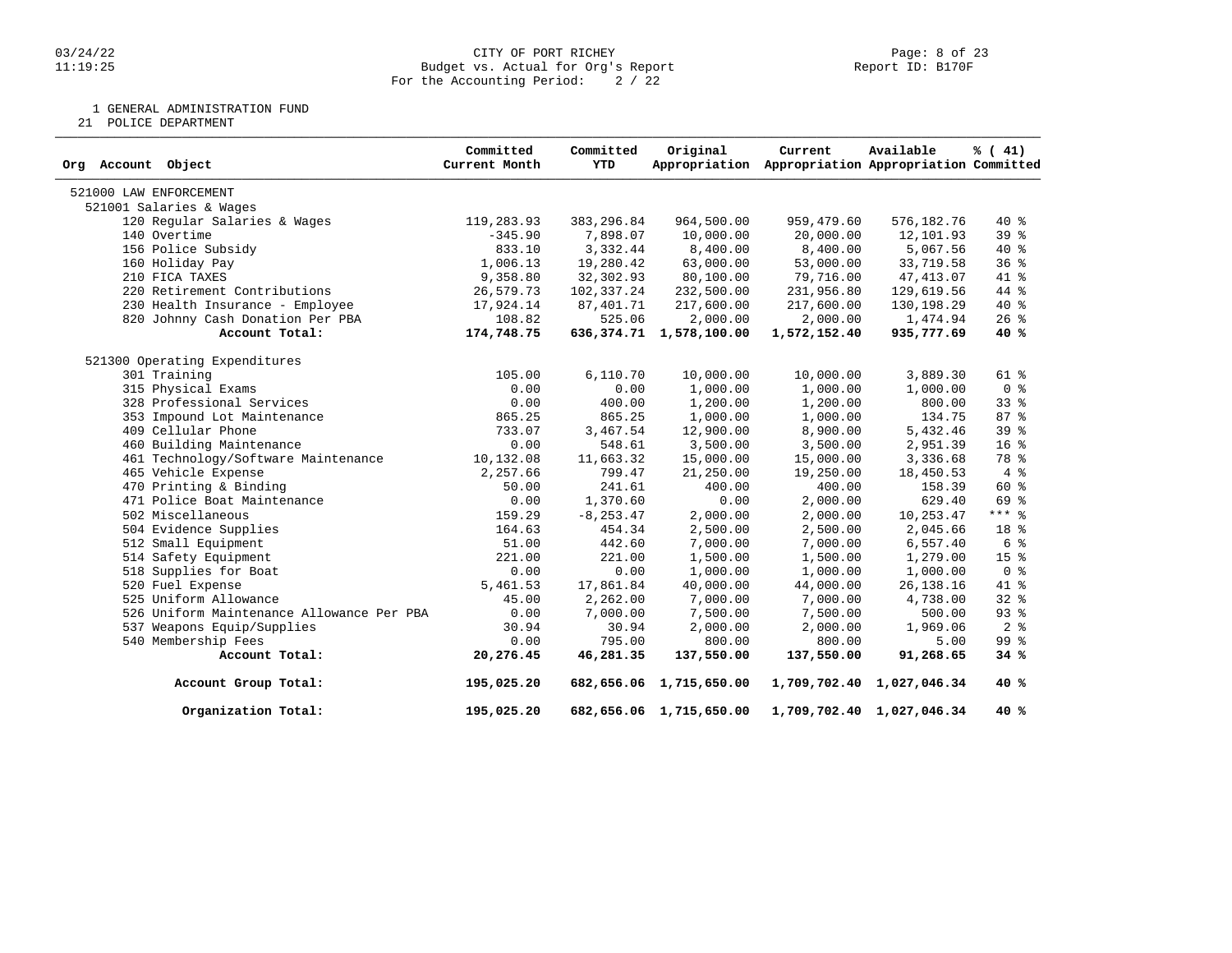CITY OF PORT RICHEY
Budget vs. Actual for Org's Report
For the Accounting Period: 2 / 22

03/24/22
11:19:25

Report ID: B170F

1 GENERAL ADMINISTRATION FUND
21 POLICE DEPARTMENT

| Org Account Object | Committed Current Month | Committed YTD | Original Appropriation | Current Appropriation | Available Appropriation | % ( 41) Committed |
|---|---|---|---|---|---|---|
| 521000 LAW ENFORCEMENT | | | | | | |
| 521001 Salaries & Wages | | | | | | |
| 120 Regular Salaries & Wages | 119,283.93 | 383,296.84 | 964,500.00 | 959,479.60 | 576,182.76 | 40 % |
| 140 Overtime | -345.90 | 7,898.07 | 10,000.00 | 20,000.00 | 12,101.93 | 39 % |
| 156 Police Subsidy | 833.10 | 3,332.44 | 8,400.00 | 8,400.00 | 5,067.56 | 40 % |
| 160 Holiday Pay | 1,006.13 | 19,280.42 | 63,000.00 | 53,000.00 | 33,719.58 | 36 % |
| 210 FICA TAXES | 9,358.80 | 32,302.93 | 80,100.00 | 79,716.00 | 47,413.07 | 41 % |
| 220 Retirement Contributions | 26,579.73 | 102,337.24 | 232,500.00 | 231,956.80 | 129,619.56 | 44 % |
| 230 Health Insurance - Employee | 17,924.14 | 87,401.71 | 217,600.00 | 217,600.00 | 130,198.29 | 40 % |
| 820 Johnny Cash Donation Per PBA | 108.82 | 525.06 | 2,000.00 | 2,000.00 | 1,474.94 | 26 % |
| **Account Total:** | **174,748.75** | **636,374.71** | **1,578,100.00** | **1,572,152.40** | **935,777.69** | **40 %** |
| 521300 Operating Expenditures | | | | | | |
| 301 Training | 105.00 | 6,110.70 | 10,000.00 | 10,000.00 | 3,889.30 | 61 % |
| 315 Physical Exams | 0.00 | 0.00 | 1,000.00 | 1,000.00 | 1,000.00 | 0 % |
| 328 Professional Services | 0.00 | 400.00 | 1,200.00 | 1,200.00 | 800.00 | 33 % |
| 353 Impound Lot Maintenance | 865.25 | 865.25 | 1,000.00 | 1,000.00 | 134.75 | 87 % |
| 409 Cellular Phone | 733.07 | 3,467.54 | 12,900.00 | 8,900.00 | 5,432.46 | 39 % |
| 460 Building Maintenance | 0.00 | 548.61 | 3,500.00 | 3,500.00 | 2,951.39 | 16 % |
| 461 Technology/Software Maintenance | 10,132.08 | 11,663.32 | 15,000.00 | 15,000.00 | 3,336.68 | 78 % |
| 465 Vehicle Expense | 2,257.66 | 799.47 | 21,250.00 | 19,250.00 | 18,450.53 | 4 % |
| 470 Printing & Binding | 50.00 | 241.61 | 400.00 | 400.00 | 158.39 | 60 % |
| 471 Police Boat Maintenance | 0.00 | 1,370.60 | 0.00 | 2,000.00 | 629.40 | 69 % |
| 502 Miscellaneous | 159.29 | -8,253.47 | 2,000.00 | 2,000.00 | 10,253.47 | *** % |
| 504 Evidence Supplies | 164.63 | 454.34 | 2,500.00 | 2,500.00 | 2,045.66 | 18 % |
| 512 Small Equipment | 51.00 | 442.60 | 7,000.00 | 7,000.00 | 6,557.40 | 6 % |
| 514 Safety Equipment | 221.00 | 221.00 | 1,500.00 | 1,500.00 | 1,279.00 | 15 % |
| 518 Supplies for Boat | 0.00 | 0.00 | 1,000.00 | 1,000.00 | 1,000.00 | 0 % |
| 520 Fuel Expense | 5,461.53 | 17,861.84 | 40,000.00 | 44,000.00 | 26,138.16 | 41 % |
| 525 Uniform Allowance | 45.00 | 2,262.00 | 7,000.00 | 7,000.00 | 4,738.00 | 32 % |
| 526 Uniform Maintenance Allowance Per PBA | 0.00 | 7,000.00 | 7,500.00 | 7,500.00 | 500.00 | 93 % |
| 537 Weapons Equip/Supplies | 30.94 | 30.94 | 2,000.00 | 2,000.00 | 1,969.06 | 2 % |
| 540 Membership Fees | 0.00 | 795.00 | 800.00 | 800.00 | 5.00 | 99 % |
| **Account Total:** | **20,276.45** | **46,281.35** | **137,550.00** | **137,550.00** | **91,268.65** | **34 %** |
| **Account Group Total:** | **195,025.20** | **682,656.06** | **1,715,650.00** | **1,709,702.40** | **1,027,046.34** | **40 %** |
| **Organization Total:** | **195,025.20** | **682,656.06** | **1,715,650.00** | **1,709,702.40** | **1,027,046.34** | **40 %** |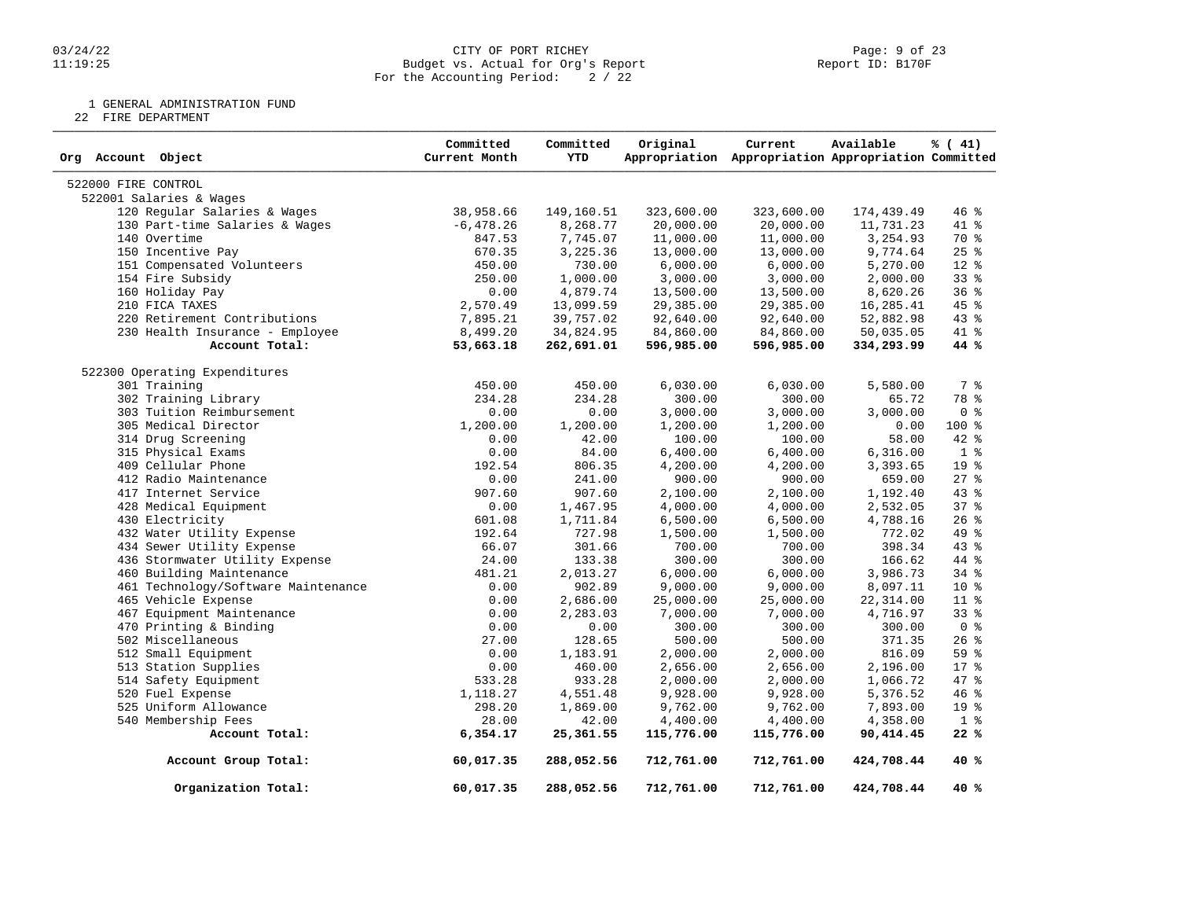CITY OF PORT RICHEY
Budget vs. Actual for Org's Report
For the Accounting Period: 2 / 22

1 GENERAL ADMINISTRATION FUND
22 FIRE DEPARTMENT

| Org Account Object | Committed Current Month | Committed YTD | Original Appropriation | Current Appropriation | Available Appropriation | % ( 41) Committed |
|---|---|---|---|---|---|---|
| 522000 FIRE CONTROL | | | | | | |
| 522001 Salaries & Wages | | | | | | |
| 120 Regular Salaries & Wages | 38,958.66 | 149,160.51 | 323,600.00 | 323,600.00 | 174,439.49 | 46 % |
| 130 Part-time Salaries & Wages | -6,478.26 | 8,268.77 | 20,000.00 | 20,000.00 | 11,731.23 | 41 % |
| 140 Overtime | 847.53 | 7,745.07 | 11,000.00 | 11,000.00 | 3,254.93 | 70 % |
| 150 Incentive Pay | 670.35 | 3,225.36 | 13,000.00 | 13,000.00 | 9,774.64 | 25 % |
| 151 Compensated Volunteers | 450.00 | 730.00 | 6,000.00 | 6,000.00 | 5,270.00 | 12 % |
| 154 Fire Subsidy | 250.00 | 1,000.00 | 3,000.00 | 3,000.00 | 2,000.00 | 33 % |
| 160 Holiday Pay | 0.00 | 4,879.74 | 13,500.00 | 13,500.00 | 8,620.26 | 36 % |
| 210 FICA TAXES | 2,570.49 | 13,099.59 | 29,385.00 | 29,385.00 | 16,285.41 | 45 % |
| 220 Retirement Contributions | 7,895.21 | 39,757.02 | 92,640.00 | 92,640.00 | 52,882.98 | 43 % |
| 230 Health Insurance - Employee | 8,499.20 | 34,824.95 | 84,860.00 | 84,860.00 | 50,035.05 | 41 % |
| **Account Total:** | **53,663.18** | **262,691.01** | **596,985.00** | **596,985.00** | **334,293.99** | **44 %** |
| 522300 Operating Expenditures | | | | | | |
| 301 Training | 450.00 | 450.00 | 6,030.00 | 6,030.00 | 5,580.00 | 7 % |
| 302 Training Library | 234.28 | 234.28 | 300.00 | 300.00 | 65.72 | 78 % |
| 303 Tuition Reimbursement | 0.00 | 0.00 | 3,000.00 | 3,000.00 | 3,000.00 | 0 % |
| 305 Medical Director | 1,200.00 | 1,200.00 | 1,200.00 | 1,200.00 | 0.00 | 100 % |
| 314 Drug Screening | 0.00 | 42.00 | 100.00 | 100.00 | 58.00 | 42 % |
| 315 Physical Exams | 0.00 | 84.00 | 6,400.00 | 6,400.00 | 6,316.00 | 1 % |
| 409 Cellular Phone | 192.54 | 806.35 | 4,200.00 | 4,200.00 | 3,393.65 | 19 % |
| 412 Radio Maintenance | 0.00 | 241.00 | 900.00 | 900.00 | 659.00 | 27 % |
| 417 Internet Service | 907.60 | 907.60 | 2,100.00 | 2,100.00 | 1,192.40 | 43 % |
| 428 Medical Equipment | 0.00 | 1,467.95 | 4,000.00 | 4,000.00 | 2,532.05 | 37 % |
| 430 Electricity | 601.08 | 1,711.84 | 6,500.00 | 6,500.00 | 4,788.16 | 26 % |
| 432 Water Utility Expense | 192.64 | 727.98 | 1,500.00 | 1,500.00 | 772.02 | 49 % |
| 434 Sewer Utility Expense | 66.07 | 301.66 | 700.00 | 700.00 | 398.34 | 43 % |
| 436 Stormwater Utility Expense | 24.00 | 133.38 | 300.00 | 300.00 | 166.62 | 44 % |
| 460 Building Maintenance | 481.21 | 2,013.27 | 6,000.00 | 6,000.00 | 3,986.73 | 34 % |
| 461 Technology/Software Maintenance | 0.00 | 902.89 | 9,000.00 | 9,000.00 | 8,097.11 | 10 % |
| 465 Vehicle Expense | 0.00 | 2,686.00 | 25,000.00 | 25,000.00 | 22,314.00 | 11 % |
| 467 Equipment Maintenance | 0.00 | 2,283.03 | 7,000.00 | 7,000.00 | 4,716.97 | 33 % |
| 470 Printing & Binding | 0.00 | 0.00 | 300.00 | 300.00 | 300.00 | 0 % |
| 502 Miscellaneous | 27.00 | 128.65 | 500.00 | 500.00 | 371.35 | 26 % |
| 512 Small Equipment | 0.00 | 1,183.91 | 2,000.00 | 2,000.00 | 816.09 | 59 % |
| 513 Station Supplies | 0.00 | 460.00 | 2,656.00 | 2,656.00 | 2,196.00 | 17 % |
| 514 Safety Equipment | 533.28 | 933.28 | 2,000.00 | 2,000.00 | 1,066.72 | 47 % |
| 520 Fuel Expense | 1,118.27 | 4,551.48 | 9,928.00 | 9,928.00 | 5,376.52 | 46 % |
| 525 Uniform Allowance | 298.20 | 1,869.00 | 9,762.00 | 9,762.00 | 7,893.00 | 19 % |
| 540 Membership Fees | 28.00 | 42.00 | 4,400.00 | 4,400.00 | 4,358.00 | 1 % |
| **Account Total:** | **6,354.17** | **25,361.55** | **115,776.00** | **115,776.00** | **90,414.45** | **22 %** |
| **Account Group Total:** | **60,017.35** | **288,052.56** | **712,761.00** | **712,761.00** | **424,708.44** | **40 %** |
| **Organization Total:** | **60,017.35** | **288,052.56** | **712,761.00** | **712,761.00** | **424,708.44** | **40 %** |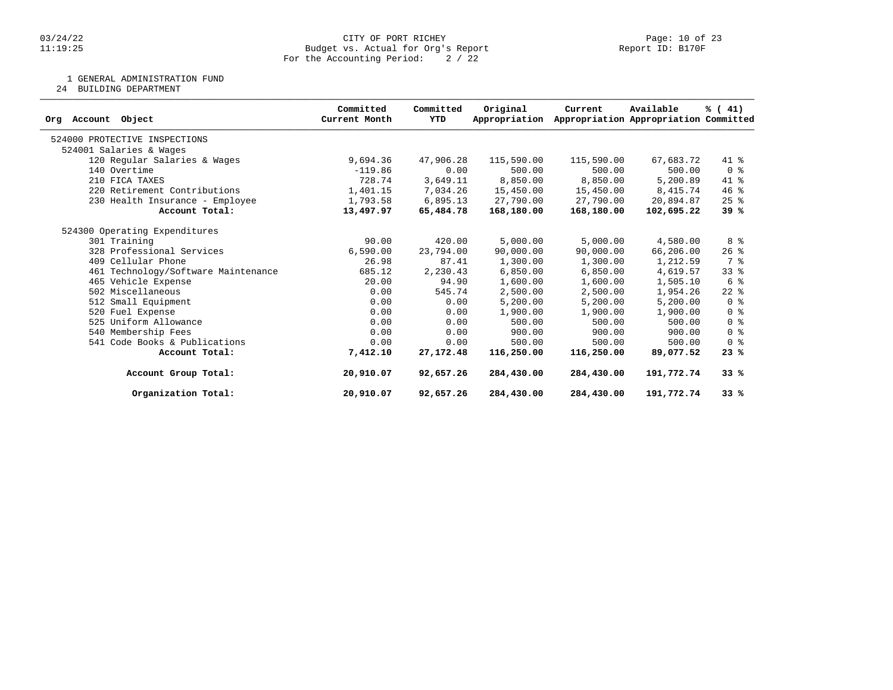CITY OF PORT RICHEY
Budget vs. Actual for Org's Report
For the Accounting Period: 2 / 22

03/24/22
11:19:25

Report ID: B170F

1 GENERAL ADMINISTRATION FUND
24 BUILDING DEPARTMENT

| Org Account Object | Committed Current Month | Committed YTD | Original Appropriation | Current Appropriation | Available Appropriation | % ( 41) Committed |
|---|---|---|---|---|---|---|
| 524000 PROTECTIVE INSPECTIONS | | | | | | |
| 524001 Salaries & Wages | | | | | | |
| 120 Regular Salaries & Wages | 9,694.36 | 47,906.28 | 115,590.00 | 115,590.00 | 67,683.72 | 41 % |
| 140 Overtime | -119.86 | 0.00 | 500.00 | 500.00 | 500.00 | 0 % |
| 210 FICA TAXES | 728.74 | 3,649.11 | 8,850.00 | 8,850.00 | 5,200.89 | 41 % |
| 220 Retirement Contributions | 1,401.15 | 7,034.26 | 15,450.00 | 15,450.00 | 8,415.74 | 46 % |
| 230 Health Insurance - Employee | 1,793.58 | 6,895.13 | 27,790.00 | 27,790.00 | 20,894.87 | 25 % |
| **Account Total:** | **13,497.97** | **65,484.78** | **168,180.00** | **168,180.00** | **102,695.22** | **39 %** |
| 524300 Operating Expenditures | | | | | | |
| 301 Training | 90.00 | 420.00 | 5,000.00 | 5,000.00 | 4,580.00 | 8 % |
| 328 Professional Services | 6,590.00 | 23,794.00 | 90,000.00 | 90,000.00 | 66,206.00 | 26 % |
| 409 Cellular Phone | 26.98 | 87.41 | 1,300.00 | 1,300.00 | 1,212.59 | 7 % |
| 461 Technology/Software Maintenance | 685.12 | 2,230.43 | 6,850.00 | 6,850.00 | 4,619.57 | 33 % |
| 465 Vehicle Expense | 20.00 | 94.90 | 1,600.00 | 1,600.00 | 1,505.10 | 6 % |
| 502 Miscellaneous | 0.00 | 545.74 | 2,500.00 | 2,500.00 | 1,954.26 | 22 % |
| 512 Small Equipment | 0.00 | 0.00 | 5,200.00 | 5,200.00 | 5,200.00 | 0 % |
| 520 Fuel Expense | 0.00 | 0.00 | 1,900.00 | 1,900.00 | 1,900.00 | 0 % |
| 525 Uniform Allowance | 0.00 | 0.00 | 500.00 | 500.00 | 500.00 | 0 % |
| 540 Membership Fees | 0.00 | 0.00 | 900.00 | 900.00 | 900.00 | 0 % |
| 541 Code Books & Publications | 0.00 | 0.00 | 500.00 | 500.00 | 500.00 | 0 % |
| **Account Total:** | **7,412.10** | **27,172.48** | **116,250.00** | **116,250.00** | **89,077.52** | **23 %** |
| **Account Group Total:** | **20,910.07** | **92,657.26** | **284,430.00** | **284,430.00** | **191,772.74** | **33 %** |
| **Organization Total:** | **20,910.07** | **92,657.26** | **284,430.00** | **284,430.00** | **191,772.74** | **33 %** |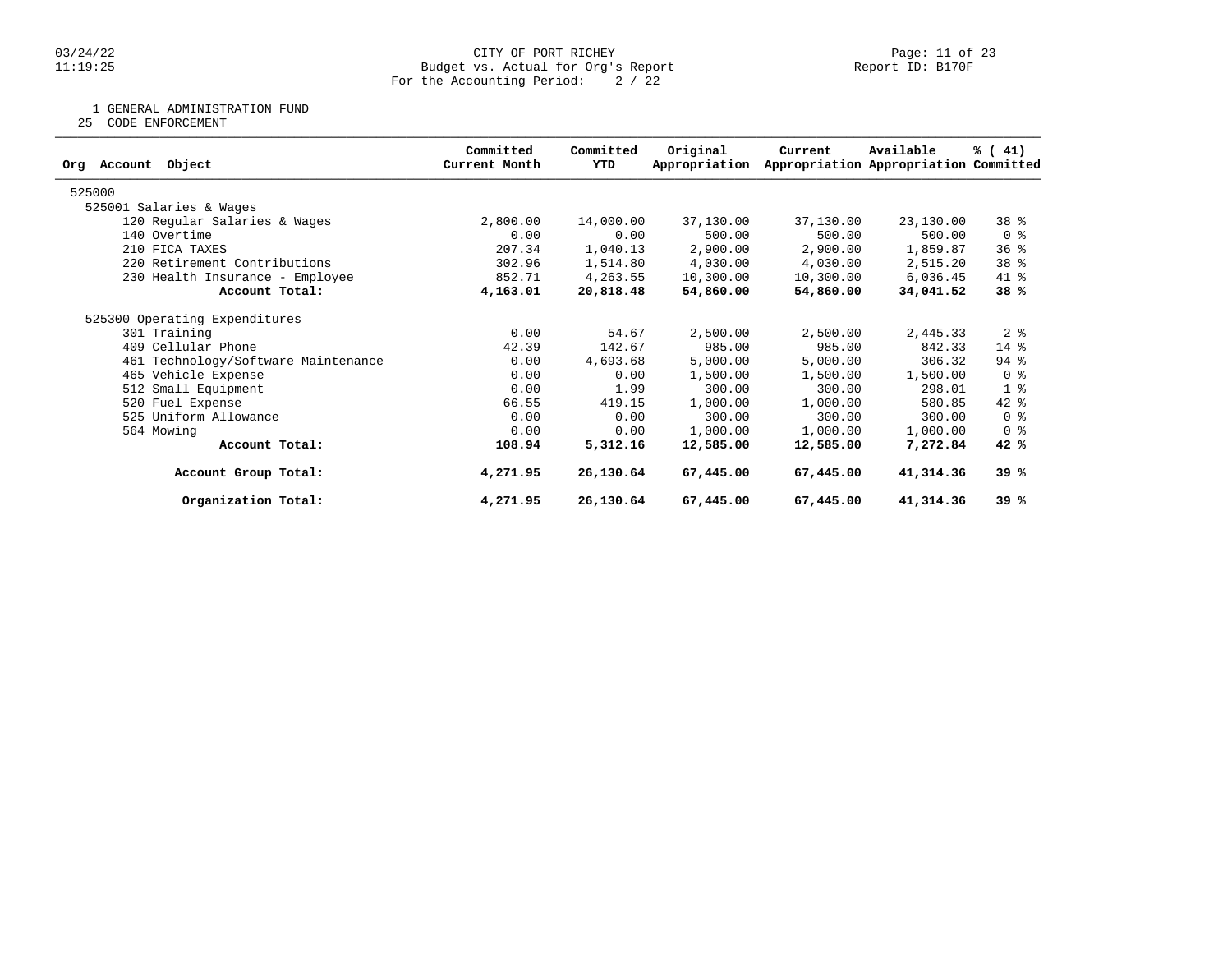# CITY OF PORT RICHEY

Budget vs. Actual for Org's Report

For the Accounting Period: 2 / 22

03/24/22 11:19:25 — Report ID: B170F

1 GENERAL ADMINISTRATION FUND

25 CODE ENFORCEMENT

| Org Account Object | Committed Current Month | Committed YTD | Original Appropriation | Current Appropriation | Available Appropriation | % ( 41) Committed |
|---|---|---|---|---|---|---|
| 525000 | | | | | | |
| 525001 Salaries & Wages | | | | | | |
| 120 Regular Salaries & Wages | 2,800.00 | 14,000.00 | 37,130.00 | 37,130.00 | 23,130.00 | 38 % |
| 140 Overtime | 0.00 | 0.00 | 500.00 | 500.00 | 500.00 | 0 % |
| 210 FICA TAXES | 207.34 | 1,040.13 | 2,900.00 | 2,900.00 | 1,859.87 | 36 % |
| 220 Retirement Contributions | 302.96 | 1,514.80 | 4,030.00 | 4,030.00 | 2,515.20 | 38 % |
| 230 Health Insurance - Employee | 852.71 | 4,263.55 | 10,300.00 | 10,300.00 | 6,036.45 | 41 % |
| **Account Total:** | **4,163.01** | **20,818.48** | **54,860.00** | **54,860.00** | **34,041.52** | **38 %** |
| 525300 Operating Expenditures | | | | | | |
| 301 Training | 0.00 | 54.67 | 2,500.00 | 2,500.00 | 2,445.33 | 2 % |
| 409 Cellular Phone | 42.39 | 142.67 | 985.00 | 985.00 | 842.33 | 14 % |
| 461 Technology/Software Maintenance | 0.00 | 4,693.68 | 5,000.00 | 5,000.00 | 306.32 | 94 % |
| 465 Vehicle Expense | 0.00 | 0.00 | 1,500.00 | 1,500.00 | 1,500.00 | 0 % |
| 512 Small Equipment | 0.00 | 1.99 | 300.00 | 300.00 | 298.01 | 1 % |
| 520 Fuel Expense | 66.55 | 419.15 | 1,000.00 | 1,000.00 | 580.85 | 42 % |
| 525 Uniform Allowance | 0.00 | 0.00 | 300.00 | 300.00 | 300.00 | 0 % |
| 564 Mowing | 0.00 | 0.00 | 1,000.00 | 1,000.00 | 1,000.00 | 0 % |
| **Account Total:** | **108.94** | **5,312.16** | **12,585.00** | **12,585.00** | **7,272.84** | **42 %** |
| **Account Group Total:** | **4,271.95** | **26,130.64** | **67,445.00** | **67,445.00** | **41,314.36** | **39 %** |
| **Organization Total:** | **4,271.95** | **26,130.64** | **67,445.00** | **67,445.00** | **41,314.36** | **39 %** |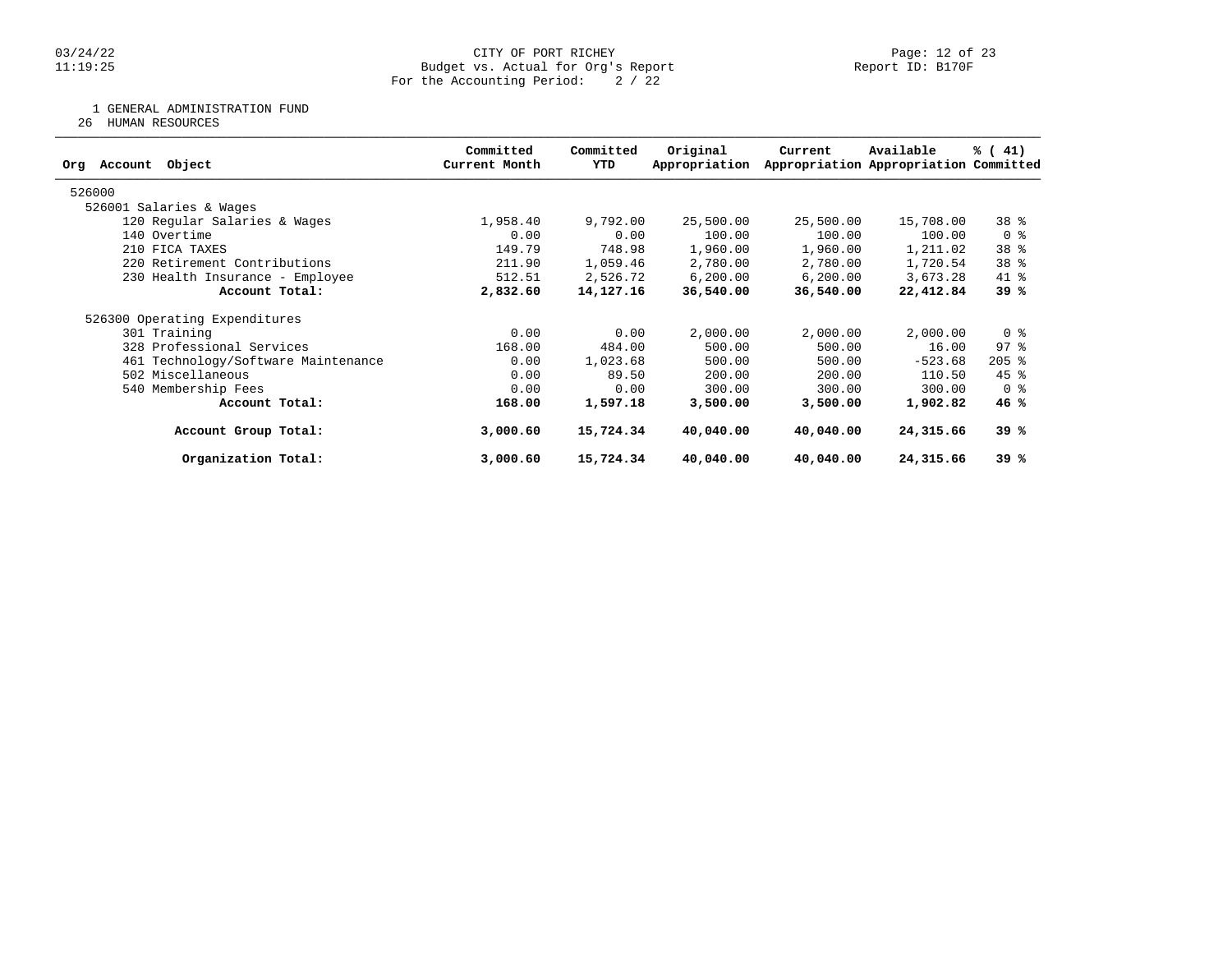CITY OF PORT RICHEY
Budget vs. Actual for Org's Report
For the Accounting Period: 2 / 22

1 GENERAL ADMINISTRATION FUND
26 HUMAN RESOURCES

| Org Account Object | Committed Current Month | Committed YTD | Original Appropriation | Current Appropriation | Available Appropriation | % ( 41) Committed |
|---|---|---|---|---|---|---|
| 526000 | | | | | | |
| 526001 Salaries & Wages | | | | | | |
| 120 Regular Salaries & Wages | 1,958.40 | 9,792.00 | 25,500.00 | 25,500.00 | 15,708.00 | 38 % |
| 140 Overtime | 0.00 | 0.00 | 100.00 | 100.00 | 100.00 | 0 % |
| 210 FICA TAXES | 149.79 | 748.98 | 1,960.00 | 1,960.00 | 1,211.02 | 38 % |
| 220 Retirement Contributions | 211.90 | 1,059.46 | 2,780.00 | 2,780.00 | 1,720.54 | 38 % |
| 230 Health Insurance - Employee | 512.51 | 2,526.72 | 6,200.00 | 6,200.00 | 3,673.28 | 41 % |
| **Account Total:** | **2,832.60** | **14,127.16** | **36,540.00** | **36,540.00** | **22,412.84** | **39 %** |
| 526300 Operating Expenditures | | | | | | |
| 301 Training | 0.00 | 0.00 | 2,000.00 | 2,000.00 | 2,000.00 | 0 % |
| 328 Professional Services | 168.00 | 484.00 | 500.00 | 500.00 | 16.00 | 97 % |
| 461 Technology/Software Maintenance | 0.00 | 1,023.68 | 500.00 | 500.00 | -523.68 | 205 % |
| 502 Miscellaneous | 0.00 | 89.50 | 200.00 | 200.00 | 110.50 | 45 % |
| 540 Membership Fees | 0.00 | 0.00 | 300.00 | 300.00 | 300.00 | 0 % |
| **Account Total:** | **168.00** | **1,597.18** | **3,500.00** | **3,500.00** | **1,902.82** | **46 %** |
| **Account Group Total:** | **3,000.60** | **15,724.34** | **40,040.00** | **40,040.00** | **24,315.66** | **39 %** |
| **Organization Total:** | **3,000.60** | **15,724.34** | **40,040.00** | **40,040.00** | **24,315.66** | **39 %** |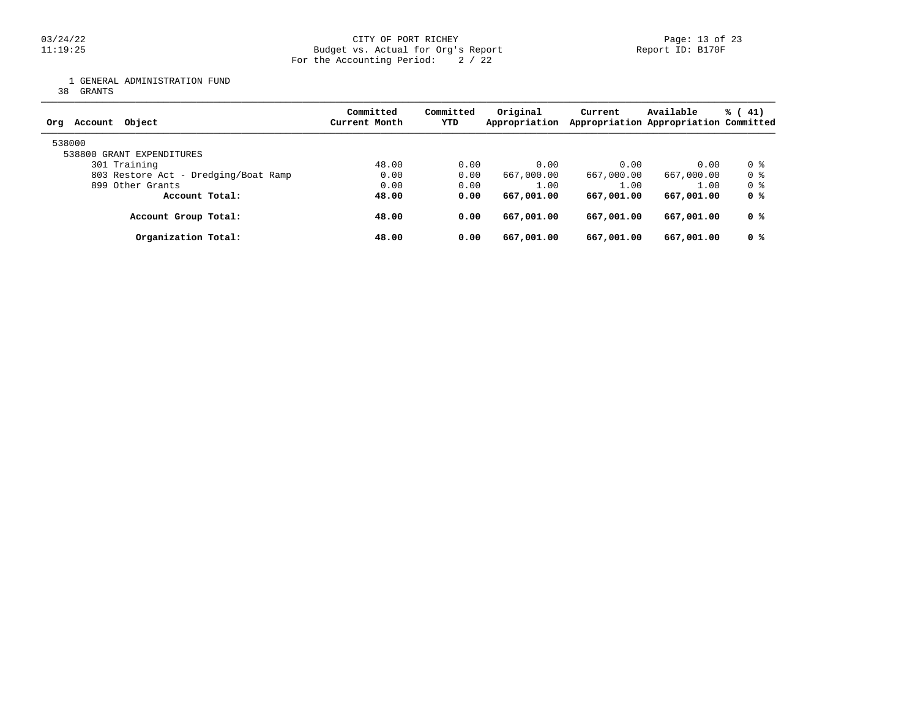CITY OF PORT RICHEY
Budget vs. Actual for Org's Report
For the Accounting Period: 2 / 22

Report ID: B170F

1 GENERAL ADMINISTRATION FUND
38 GRANTS

| Org Account Object | Committed Current Month | Committed YTD | Original Appropriation | Current Appropriation | Available Appropriation | % ( 41) Committed |
|---|---|---|---|---|---|---|
| 538000 | | | | | | |
| 538800 GRANT EXPENDITURES | | | | | | |
| 301 Training | 48.00 | 0.00 | 0.00 | 0.00 | 0.00 | 0 % |
| 803 Restore Act - Dredging/Boat Ramp | 0.00 | 0.00 | 667,000.00 | 667,000.00 | 667,000.00 | 0 % |
| 899 Other Grants | 0.00 | 0.00 | 1.00 | 1.00 | 1.00 | 0 % |
| **Account Total:** | **48.00** | **0.00** | **667,001.00** | **667,001.00** | **667,001.00** | **0 %** |
| **Account Group Total:** | **48.00** | **0.00** | **667,001.00** | **667,001.00** | **667,001.00** | **0 %** |
| **Organization Total:** | **48.00** | **0.00** | **667,001.00** | **667,001.00** | **667,001.00** | **0 %** |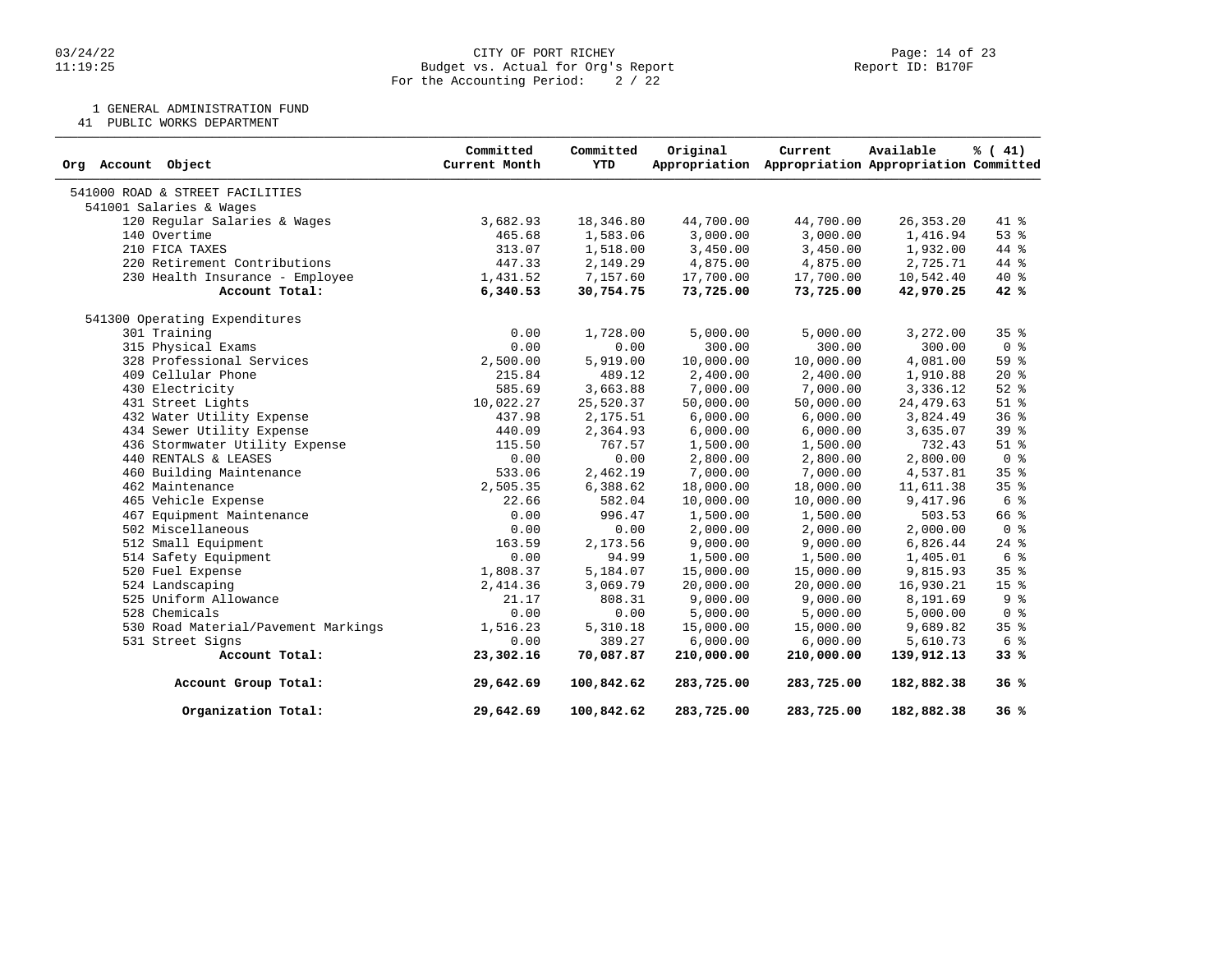CITY OF PORT RICHEY
Budget vs. Actual for Org's Report
For the Accounting Period: 2 / 22

1 GENERAL ADMINISTRATION FUND
41 PUBLIC WORKS DEPARTMENT

| Org Account Object | Committed Current Month | Committed YTD | Original Appropriation | Current Appropriation | Available Appropriation | % ( 41) Committed |
|---|---|---|---|---|---|---|
| 541000 ROAD & STREET FACILITIES | | | | | | |
| 541001 Salaries & Wages | | | | | | |
| 120 Regular Salaries & Wages | 3,682.93 | 18,346.80 | 44,700.00 | 44,700.00 | 26,353.20 | 41 % |
| 140 Overtime | 465.68 | 1,583.06 | 3,000.00 | 3,000.00 | 1,416.94 | 53 % |
| 210 FICA TAXES | 313.07 | 1,518.00 | 3,450.00 | 3,450.00 | 1,932.00 | 44 % |
| 220 Retirement Contributions | 447.33 | 2,149.29 | 4,875.00 | 4,875.00 | 2,725.71 | 44 % |
| 230 Health Insurance - Employee | 1,431.52 | 7,157.60 | 17,700.00 | 17,700.00 | 10,542.40 | 40 % |
| **Account Total:** | **6,340.53** | **30,754.75** | **73,725.00** | **73,725.00** | **42,970.25** | **42 %** |
| 541300 Operating Expenditures | | | | | | |
| 301 Training | 0.00 | 1,728.00 | 5,000.00 | 5,000.00 | 3,272.00 | 35 % |
| 315 Physical Exams | 0.00 | 0.00 | 300.00 | 300.00 | 300.00 | 0 % |
| 328 Professional Services | 2,500.00 | 5,919.00 | 10,000.00 | 10,000.00 | 4,081.00 | 59 % |
| 409 Cellular Phone | 215.84 | 489.12 | 2,400.00 | 2,400.00 | 1,910.88 | 20 % |
| 430 Electricity | 585.69 | 3,663.88 | 7,000.00 | 7,000.00 | 3,336.12 | 52 % |
| 431 Street Lights | 10,022.27 | 25,520.37 | 50,000.00 | 50,000.00 | 24,479.63 | 51 % |
| 432 Water Utility Expense | 437.98 | 2,175.51 | 6,000.00 | 6,000.00 | 3,824.49 | 36 % |
| 434 Sewer Utility Expense | 440.09 | 2,364.93 | 6,000.00 | 6,000.00 | 3,635.07 | 39 % |
| 436 Stormwater Utility Expense | 115.50 | 767.57 | 1,500.00 | 1,500.00 | 732.43 | 51 % |
| 440 RENTALS & LEASES | 0.00 | 0.00 | 2,800.00 | 2,800.00 | 2,800.00 | 0 % |
| 460 Building Maintenance | 533.06 | 2,462.19 | 7,000.00 | 7,000.00 | 4,537.81 | 35 % |
| 462 Maintenance | 2,505.35 | 6,388.62 | 18,000.00 | 18,000.00 | 11,611.38 | 35 % |
| 465 Vehicle Expense | 22.66 | 582.04 | 10,000.00 | 10,000.00 | 9,417.96 | 6 % |
| 467 Equipment Maintenance | 0.00 | 996.47 | 1,500.00 | 1,500.00 | 503.53 | 66 % |
| 502 Miscellaneous | 0.00 | 0.00 | 2,000.00 | 2,000.00 | 2,000.00 | 0 % |
| 512 Small Equipment | 163.59 | 2,173.56 | 9,000.00 | 9,000.00 | 6,826.44 | 24 % |
| 514 Safety Equipment | 0.00 | 94.99 | 1,500.00 | 1,500.00 | 1,405.01 | 6 % |
| 520 Fuel Expense | 1,808.37 | 5,184.07 | 15,000.00 | 15,000.00 | 9,815.93 | 35 % |
| 524 Landscaping | 2,414.36 | 3,069.79 | 20,000.00 | 20,000.00 | 16,930.21 | 15 % |
| 525 Uniform Allowance | 21.17 | 808.31 | 9,000.00 | 9,000.00 | 8,191.69 | 9 % |
| 528 Chemicals | 0.00 | 0.00 | 5,000.00 | 5,000.00 | 5,000.00 | 0 % |
| 530 Road Material/Pavement Markings | 1,516.23 | 5,310.18 | 15,000.00 | 15,000.00 | 9,689.82 | 35 % |
| 531 Street Signs | 0.00 | 389.27 | 6,000.00 | 6,000.00 | 5,610.73 | 6 % |
| **Account Total:** | **23,302.16** | **70,087.87** | **210,000.00** | **210,000.00** | **139,912.13** | **33 %** |
| **Account Group Total:** | **29,642.69** | **100,842.62** | **283,725.00** | **283,725.00** | **182,882.38** | **36 %** |
| **Organization Total:** | **29,642.69** | **100,842.62** | **283,725.00** | **283,725.00** | **182,882.38** | **36 %** |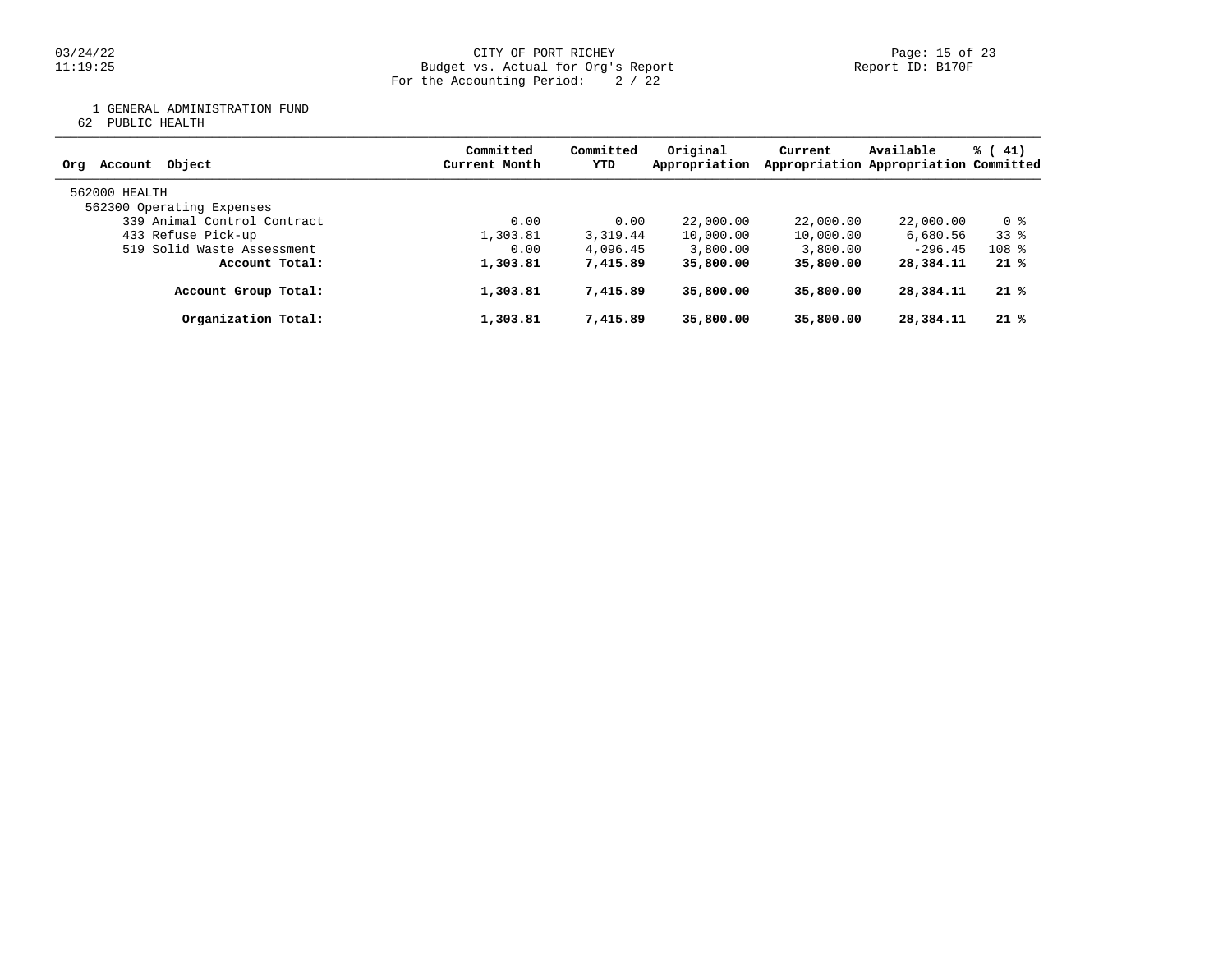CITY OF PORT RICHEY
Budget vs. Actual for Org's Report
For the Accounting Period: 2 / 22

1 GENERAL ADMINISTRATION FUND
62 PUBLIC HEALTH

| Org Account Object | Committed Current Month | Committed YTD | Original Appropriation | Current Appropriation | Available Appropriation | % ( 41) Committed |
|---|---|---|---|---|---|---|
| 562000 HEALTH | | | | | | |
| 562300 Operating Expenses | | | | | | |
| 339 Animal Control Contract | 0.00 | 0.00 | 22,000.00 | 22,000.00 | 22,000.00 | 0 % |
| 433 Refuse Pick-up | 1,303.81 | 3,319.44 | 10,000.00 | 10,000.00 | 6,680.56 | 33 % |
| 519 Solid Waste Assessment | 0.00 | 4,096.45 | 3,800.00 | 3,800.00 | -296.45 | 108 % |
| **Account Total:** | **1,303.81** | **7,415.89** | **35,800.00** | **35,800.00** | **28,384.11** | **21 %** |
| **Account Group Total:** | **1,303.81** | **7,415.89** | **35,800.00** | **35,800.00** | **28,384.11** | **21 %** |
| **Organization Total:** | **1,303.81** | **7,415.89** | **35,800.00** | **35,800.00** | **28,384.11** | **21 %** |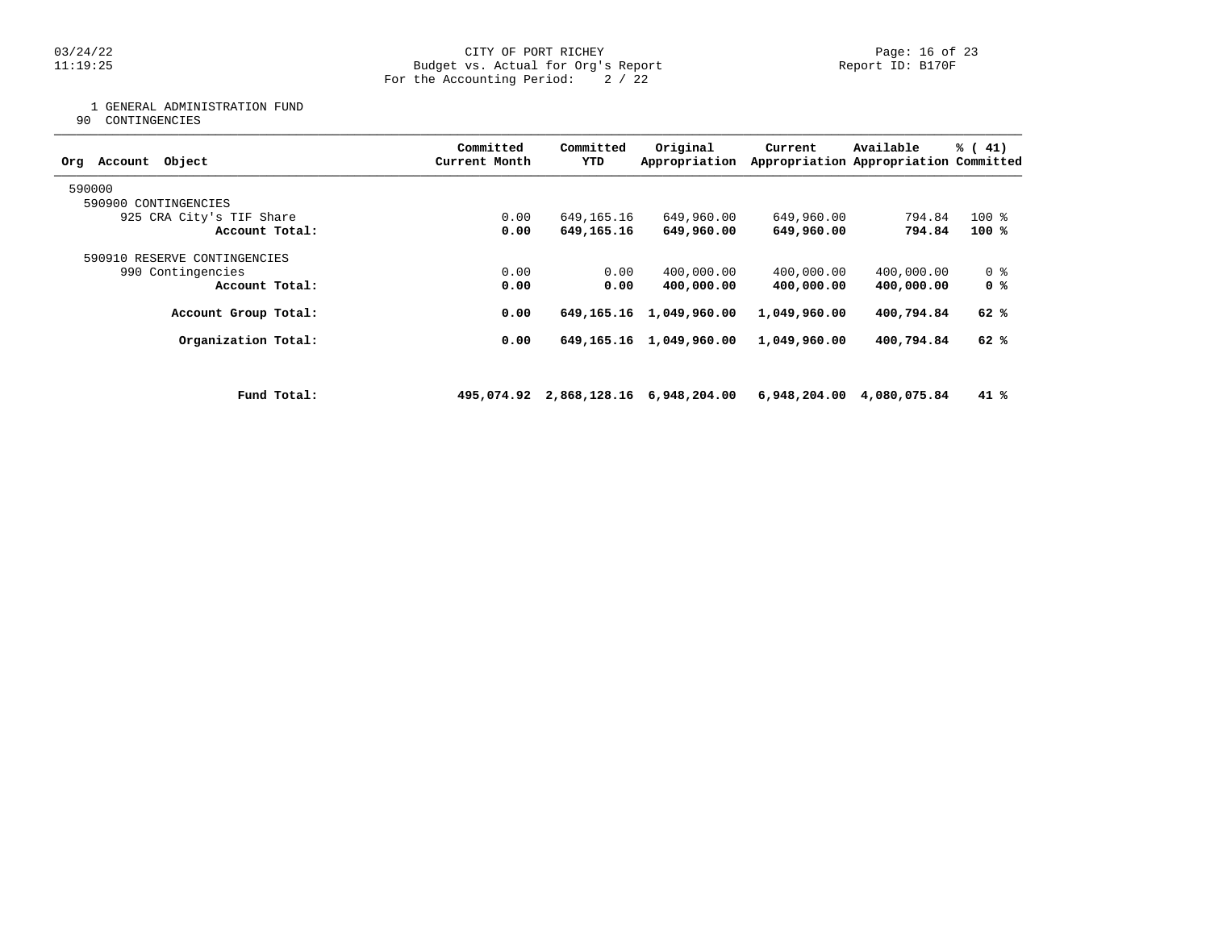CITY OF PORT RICHEY
Budget vs. Actual for Org's Report
For the Accounting Period: 2 / 22

1 GENERAL ADMINISTRATION FUND
90 CONTINGENCIES

| Org Account Object | Committed Current Month | Committed YTD | Original Appropriation | Current Appropriation | Available Appropriation | % ( 41) Committed |
|---|---|---|---|---|---|---|
| 590000 | | | | | | |
| 590900 CONTINGENCIES | | | | | | |
| 925 CRA City's TIF Share | 0.00 | 649,165.16 | 649,960.00 | 649,960.00 | 794.84 | 100 % |
| **Account Total:** | **0.00** | **649,165.16** | **649,960.00** | **649,960.00** | **794.84** | **100 %** |
| 590910 RESERVE CONTINGENCIES | | | | | | |
| 990 Contingencies | 0.00 | 0.00 | 400,000.00 | 400,000.00 | 400,000.00 | 0 % |
| **Account Total:** | **0.00** | **0.00** | **400,000.00** | **400,000.00** | **400,000.00** | **0 %** |
| **Account Group Total:** | **0.00** | **649,165.16** | **1,049,960.00** | **1,049,960.00** | **400,794.84** | **62 %** |
| **Organization Total:** | **0.00** | **649,165.16** | **1,049,960.00** | **1,049,960.00** | **400,794.84** | **62 %** |
| **Fund Total:** | **495,074.92** | **2,868,128.16** | **6,948,204.00** | **6,948,204.00** | **4,080,075.84** | **41 %** |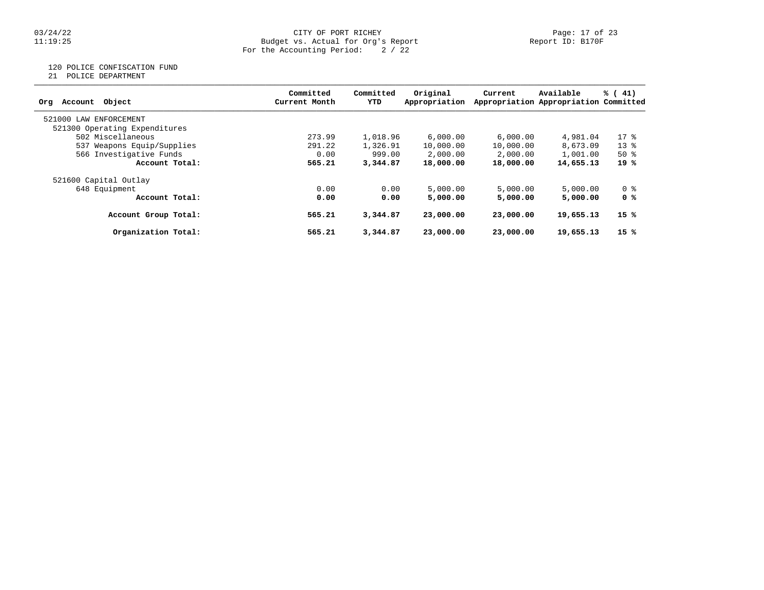CITY OF PORT RICHEY
Budget vs. Actual for Org's Report
For the Accounting Period: 2 / 22

03/24/22
11:19:25

Report ID: B170F

120 POLICE CONFISCATION FUND
21 POLICE DEPARTMENT

| Org Account Object | Committed Current Month | Committed YTD | Original Appropriation | Current Appropriation | Available Appropriation | % ( 41) Committed |
|---|---|---|---|---|---|---|
| 521000 LAW ENFORCEMENT | | | | | | |
| 521300 Operating Expenditures | | | | | | |
| 502 Miscellaneous | 273.99 | 1,018.96 | 6,000.00 | 6,000.00 | 4,981.04 | 17 % |
| 537 Weapons Equip/Supplies | 291.22 | 1,326.91 | 10,000.00 | 10,000.00 | 8,673.09 | 13 % |
| 566 Investigative Funds | 0.00 | 999.00 | 2,000.00 | 2,000.00 | 1,001.00 | 50 % |
| **Account Total:** | **565.21** | **3,344.87** | **18,000.00** | **18,000.00** | **14,655.13** | **19 %** |
| 521600 Capital Outlay | | | | | | |
| 648 Equipment | 0.00 | 0.00 | 5,000.00 | 5,000.00 | 5,000.00 | 0 % |
| **Account Total:** | **0.00** | **0.00** | **5,000.00** | **5,000.00** | **5,000.00** | **0 %** |
| **Account Group Total:** | **565.21** | **3,344.87** | **23,000.00** | **23,000.00** | **19,655.13** | **15 %** |
| **Organization Total:** | **565.21** | **3,344.87** | **23,000.00** | **23,000.00** | **19,655.13** | **15 %** |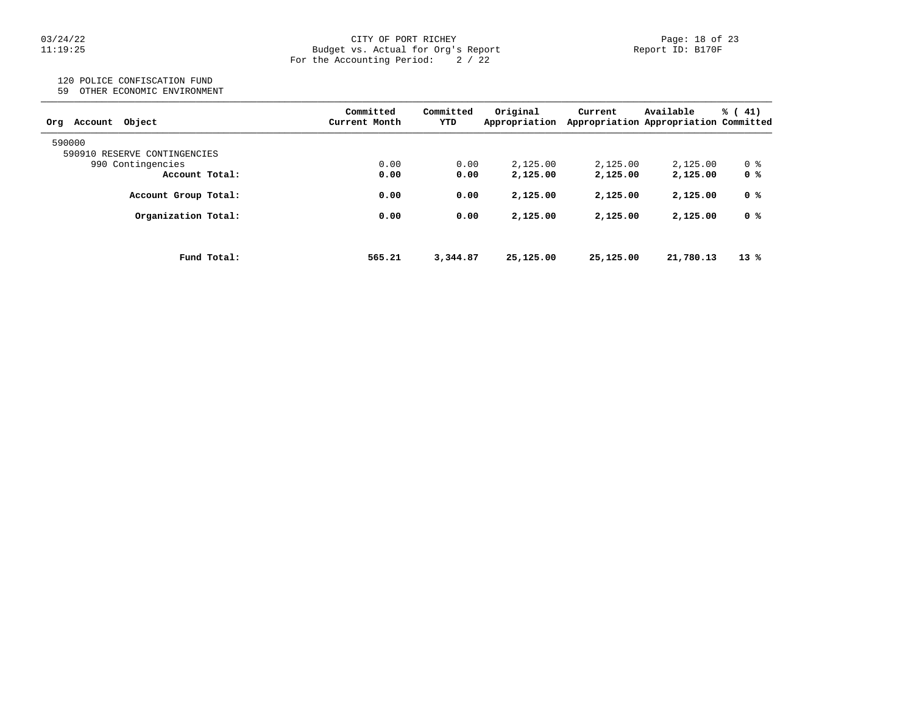CITY OF PORT RICHEY
Budget vs. Actual for Org's Report
For the Accounting Period: 2 / 22

Report ID: B170F

120 POLICE CONFISCATION FUND
59 OTHER ECONOMIC ENVIRONMENT

| Org Account Object | Committed Current Month | Committed YTD | Original Appropriation | Current Appropriation | Available Appropriation | % ( 41) Committed |
|---|---|---|---|---|---|---|
| 590000 | | | | | | |
| 590910 RESERVE CONTINGENCIES | | | | | | |
| 990 Contingencies | 0.00 | 0.00 | 2,125.00 | 2,125.00 | 2,125.00 | 0 % |
| **Account Total:** | **0.00** | **0.00** | **2,125.00** | **2,125.00** | **2,125.00** | **0 %** |
| **Account Group Total:** | **0.00** | **0.00** | **2,125.00** | **2,125.00** | **2,125.00** | **0 %** |
| **Organization Total:** | **0.00** | **0.00** | **2,125.00** | **2,125.00** | **2,125.00** | **0 %** |
| **Fund Total:** | **565.21** | **3,344.87** | **25,125.00** | **25,125.00** | **21,780.13** | **13 %** |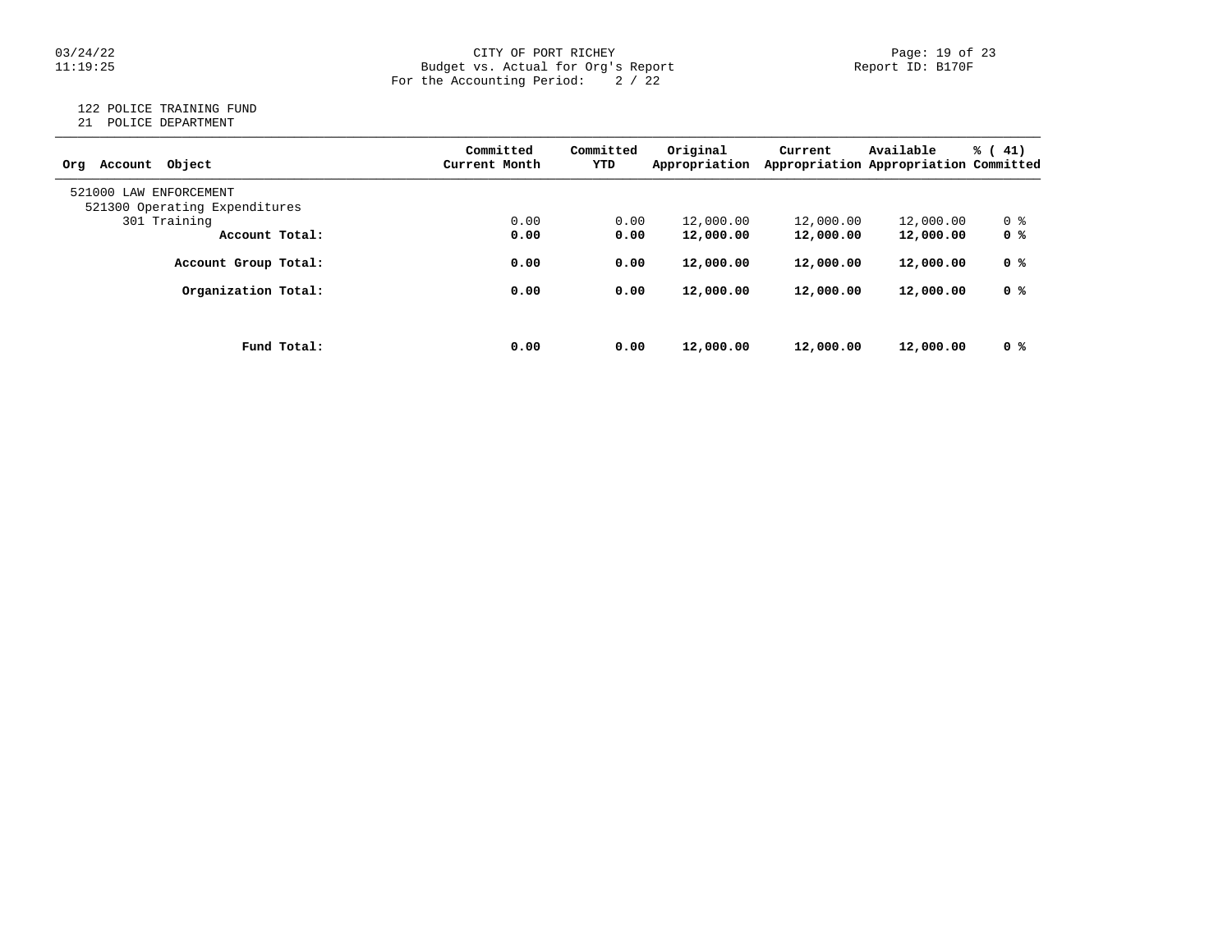CITY OF PORT RICHEY
Budget vs. Actual for Org's Report
For the Accounting Period: 2 / 22

122 POLICE TRAINING FUND
21 POLICE DEPARTMENT

| Org Account Object | Committed Current Month | Committed YTD | Original Appropriation | Current Appropriation | Available Appropriation | % ( 41) Committed |
|---|---|---|---|---|---|---|
| 521000 LAW ENFORCEMENT | | | | | | |
| 521300 Operating Expenditures | | | | | | |
| 301 Training | 0.00 | 0.00 | 12,000.00 | 12,000.00 | 12,000.00 | 0 % |
| **Account Total:** | **0.00** | **0.00** | **12,000.00** | **12,000.00** | **12,000.00** | **0 %** |
| **Account Group Total:** | **0.00** | **0.00** | **12,000.00** | **12,000.00** | **12,000.00** | **0 %** |
| **Organization Total:** | **0.00** | **0.00** | **12,000.00** | **12,000.00** | **12,000.00** | **0 %** |
| **Fund Total:** | **0.00** | **0.00** | **12,000.00** | **12,000.00** | **12,000.00** | **0 %** |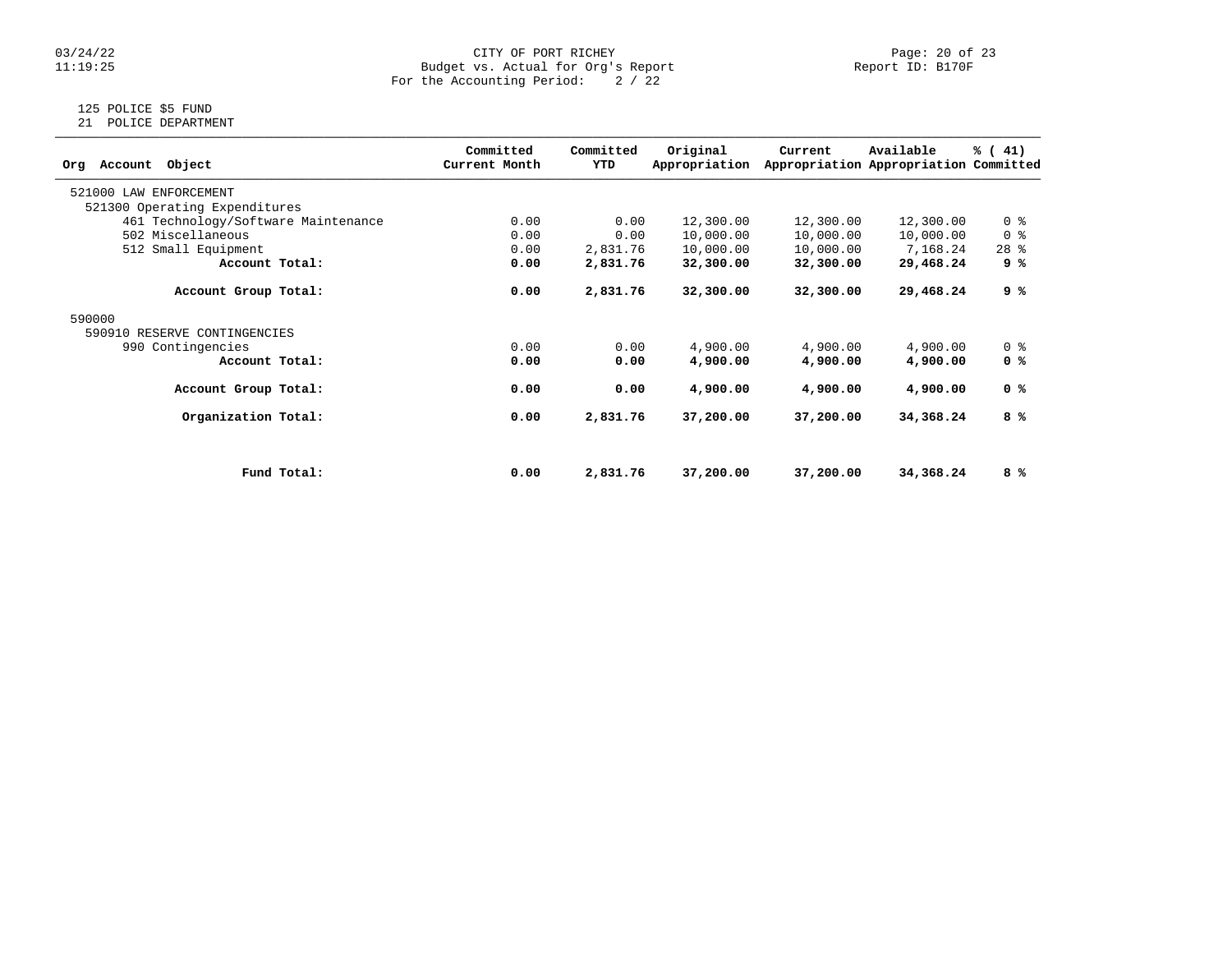CITY OF PORT RICHEY
Budget vs. Actual for Org's Report
For the Accounting Period: 2 / 22

Report ID: B170F

125 POLICE $5 FUND
21 POLICE DEPARTMENT

| Org Account Object | Committed Current Month | Committed YTD | Original Appropriation | Current Appropriation | Available Appropriation | % ( 41) Committed |
|---|---|---|---|---|---|---|
| 521000 LAW ENFORCEMENT | | | | | | |
| 521300 Operating Expenditures | | | | | | |
| 461 Technology/Software Maintenance | 0.00 | 0.00 | 12,300.00 | 12,300.00 | 12,300.00 | 0 % |
| 502 Miscellaneous | 0.00 | 0.00 | 10,000.00 | 10,000.00 | 10,000.00 | 0 % |
| 512 Small Equipment | 0.00 | 2,831.76 | 10,000.00 | 10,000.00 | 7,168.24 | 28 % |
| **Account Total:** | **0.00** | **2,831.76** | **32,300.00** | **32,300.00** | **29,468.24** | **9 %** |
| **Account Group Total:** | **0.00** | **2,831.76** | **32,300.00** | **32,300.00** | **29,468.24** | **9 %** |
| 590000 | | | | | | |
| 590910 RESERVE CONTINGENCIES | | | | | | |
| 990 Contingencies | 0.00 | 0.00 | 4,900.00 | 4,900.00 | 4,900.00 | 0 % |
| **Account Total:** | **0.00** | **0.00** | **4,900.00** | **4,900.00** | **4,900.00** | **0 %** |
| **Account Group Total:** | **0.00** | **0.00** | **4,900.00** | **4,900.00** | **4,900.00** | **0 %** |
| **Organization Total:** | **0.00** | **2,831.76** | **37,200.00** | **37,200.00** | **34,368.24** | **8 %** |
| **Fund Total:** | **0.00** | **2,831.76** | **37,200.00** | **37,200.00** | **34,368.24** | **8 %** |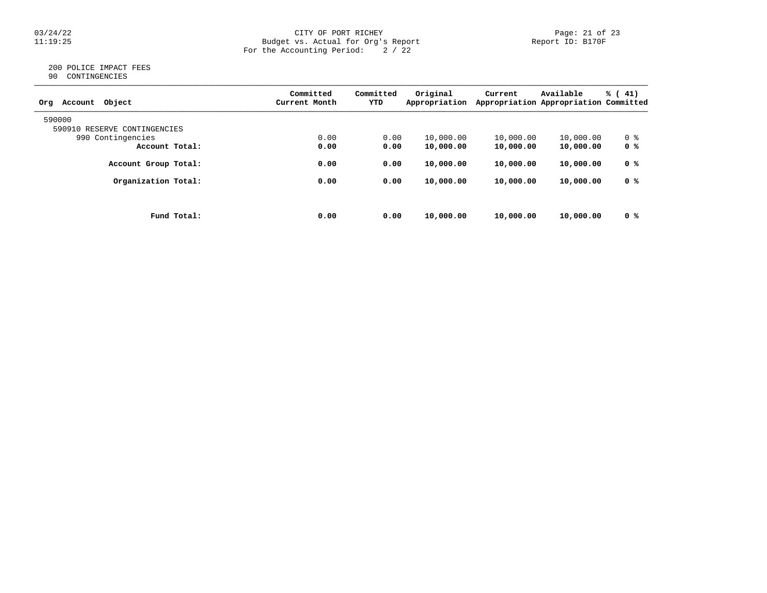CITY OF PORT RICHEY
Budget vs. Actual for Org's Report
For the Accounting Period: 2 / 22

200 POLICE IMPACT FEES
90 CONTINGENCIES

| Org Account Object | Committed Current Month | Committed YTD | Original Appropriation | Current Appropriation | Available Appropriation | % ( 41) Committed |
|---|---|---|---|---|---|---|
| 590000 | | | | | | |
| 590910 RESERVE CONTINGENCIES | | | | | | |
| 990 Contingencies | 0.00 | 0.00 | 10,000.00 | 10,000.00 | 10,000.00 | 0 % |
| **Account Total:** | **0.00** | **0.00** | **10,000.00** | **10,000.00** | **10,000.00** | **0 %** |
| **Account Group Total:** | **0.00** | **0.00** | **10,000.00** | **10,000.00** | **10,000.00** | **0 %** |
| **Organization Total:** | **0.00** | **0.00** | **10,000.00** | **10,000.00** | **10,000.00** | **0 %** |
| **Fund Total:** | **0.00** | **0.00** | **10,000.00** | **10,000.00** | **10,000.00** | **0 %** |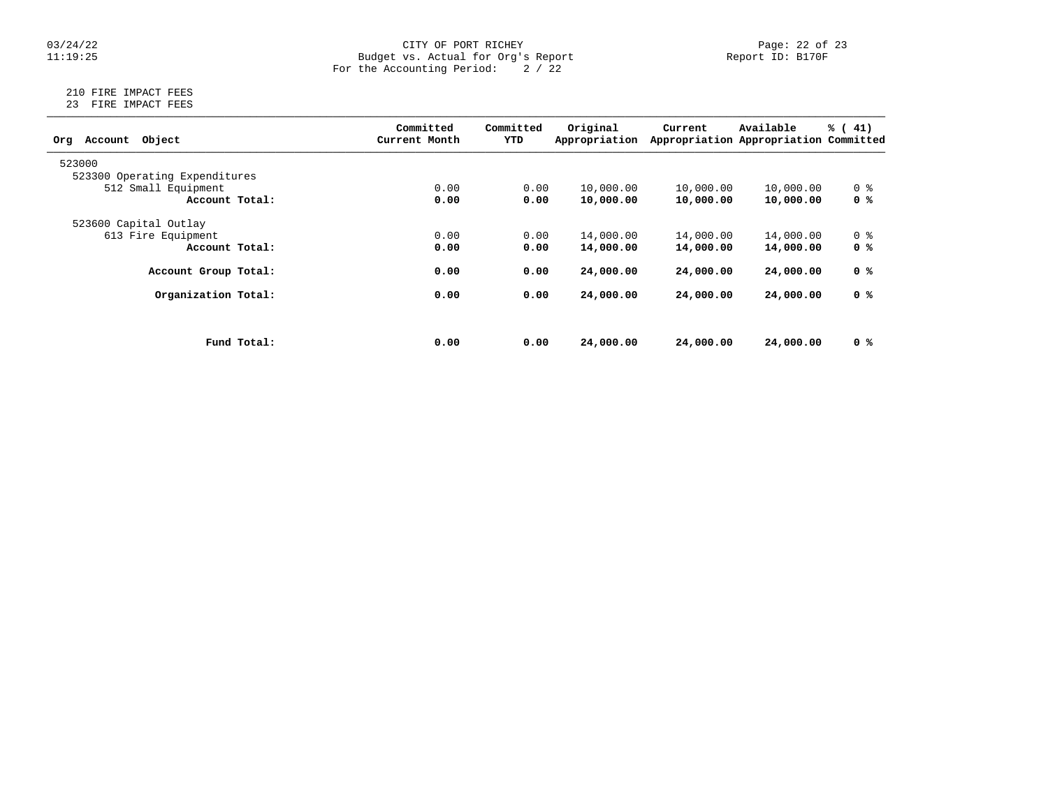210 FIRE IMPACT FEES
23 FIRE IMPACT FEES

| Org Account Object | Committed Current Month | Committed YTD | Original Appropriation | Current Appropriation | Available Appropriation | % ( 41) Committed |
|---|---|---|---|---|---|---|
| 523000 | | | | | | |
| 523300 Operating Expenditures | | | | | | |
| 512 Small Equipment | 0.00 | 0.00 | 10,000.00 | 10,000.00 | 10,000.00 | 0 % |
| **Account Total:** | **0.00** | **0.00** | **10,000.00** | **10,000.00** | **10,000.00** | **0 %** |
| 523600 Capital Outlay | | | | | | |
| 613 Fire Equipment | 0.00 | 0.00 | 14,000.00 | 14,000.00 | 14,000.00 | 0 % |
| **Account Total:** | **0.00** | **0.00** | **14,000.00** | **14,000.00** | **14,000.00** | **0 %** |
| **Account Group Total:** | **0.00** | **0.00** | **24,000.00** | **24,000.00** | **24,000.00** | **0 %** |
| **Organization Total:** | **0.00** | **0.00** | **24,000.00** | **24,000.00** | **24,000.00** | **0 %** |
| **Fund Total:** | **0.00** | **0.00** | **24,000.00** | **24,000.00** | **24,000.00** | **0 %** |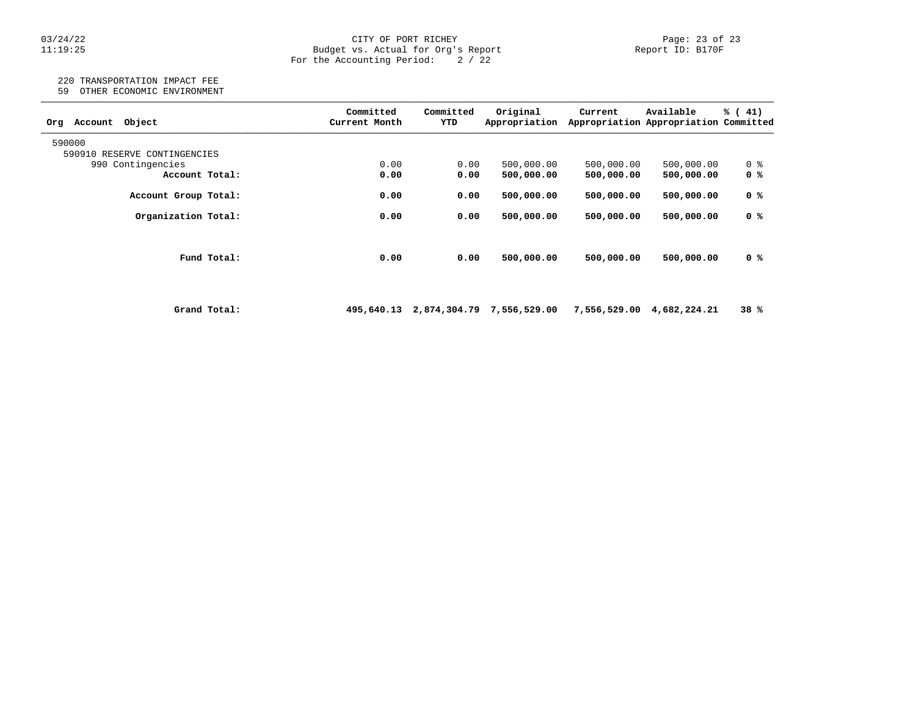220 TRANSPORTATION IMPACT FEE
59 OTHER ECONOMIC ENVIRONMENT

| Org Account Object | Committed Current Month | Committed YTD | Original Appropriation | Current Appropriation | Available Appropriation | % ( 41) Committed |
|---|---|---|---|---|---|---|
| 590000 | | | | | | |
| 590910 RESERVE CONTINGENCIES | | | | | | |
| 990 Contingencies | 0.00 | 0.00 | 500,000.00 | 500,000.00 | 500,000.00 | 0 % |
| **Account Total:** | **0.00** | **0.00** | **500,000.00** | **500,000.00** | **500,000.00** | **0 %** |
| **Account Group Total:** | **0.00** | **0.00** | **500,000.00** | **500,000.00** | **500,000.00** | **0 %** |
| **Organization Total:** | **0.00** | **0.00** | **500,000.00** | **500,000.00** | **500,000.00** | **0 %** |
| **Fund Total:** | **0.00** | **0.00** | **500,000.00** | **500,000.00** | **500,000.00** | **0 %** |
| **Grand Total:** | **495,640.13** | **2,874,304.79** | **7,556,529.00** | **7,556,529.00** | **4,682,224.21** | **38 %** |